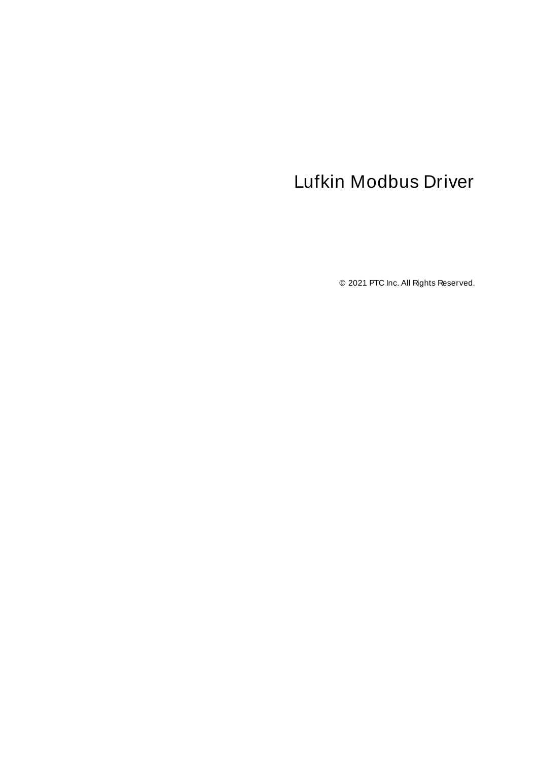# Lufkin Modbus Driver

© 2021 PTC Inc. All Rights Reserved.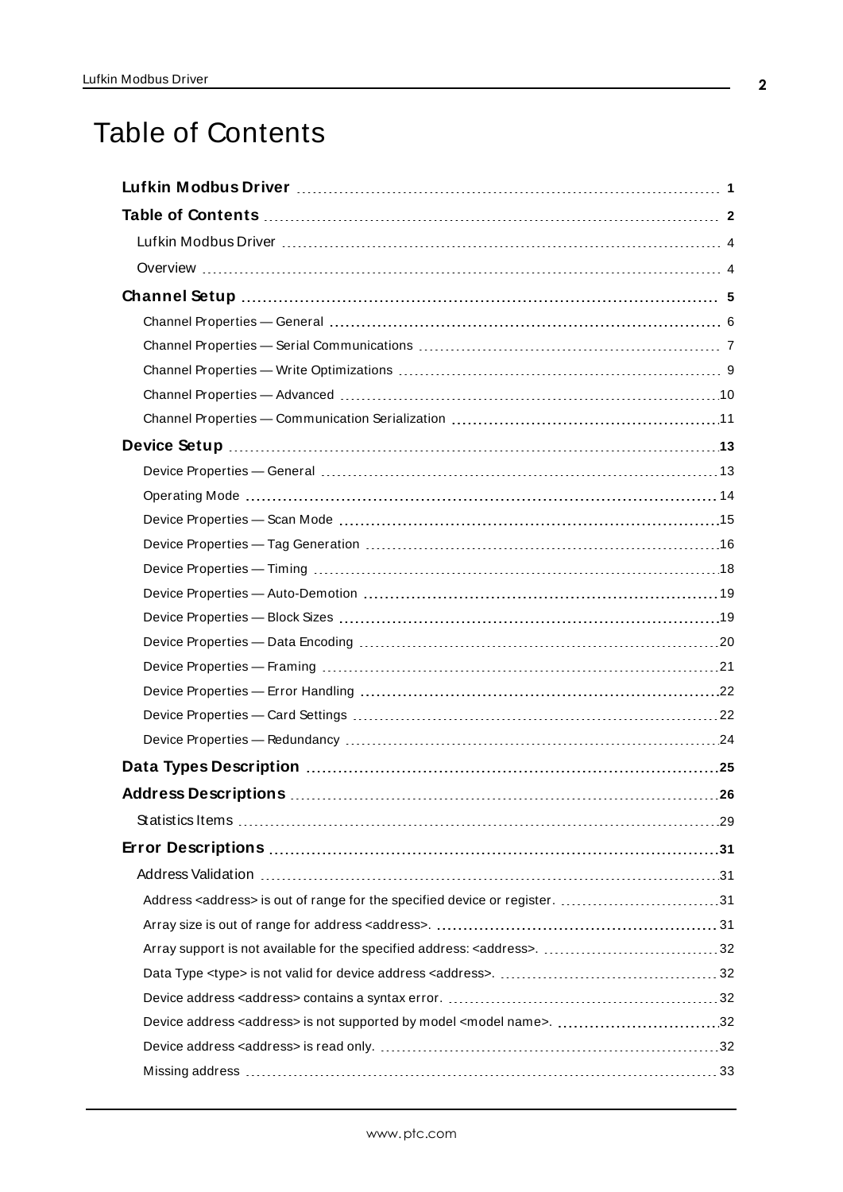# Table of Contents

**Lufkin Modbus Driver** 1

**Table of Contents** 2

- Lufkin Modbus Driver 4
- Overview 4

**Channel Setup** 5

- Channel Properties — General 6
- Channel Properties — Serial Communications 7
- Channel Properties — Write Optimizations 9
- Channel Properties — Advanced 10
- Channel Properties — Communication Serialization 11

**Device Setup** 13

- Device Properties — General 13
- Operating Mode 14
- Device Properties — Scan Mode 15
- Device Properties — Tag Generation 16
- Device Properties — Timing 18
- Device Properties — Auto-Demotion 19
- Device Properties — Block Sizes 19
- Device Properties — Data Encoding 20
- Device Properties — Framing 21
- Device Properties — Error Handling 22
- Device Properties — Card Settings 22
- Device Properties — Redundancy 24

**Data Types Description** 25

**Address Descriptions** 26

- Statistics Items 29

**Error Descriptions** 31

- Address Validation 31
  - Address <address> is out of range for the specified device or register. 31
  - Array size is out of range for address <address>. 31
  - Array support is not available for the specified address: <address>. 32
  - Data Type <type> is not valid for device address <address>. 32
  - Device address <address> contains a syntax error. 32
  - Device address <address> is not supported by model <model name>. 32
  - Device address <address> is read only. 32
  - Missing address 33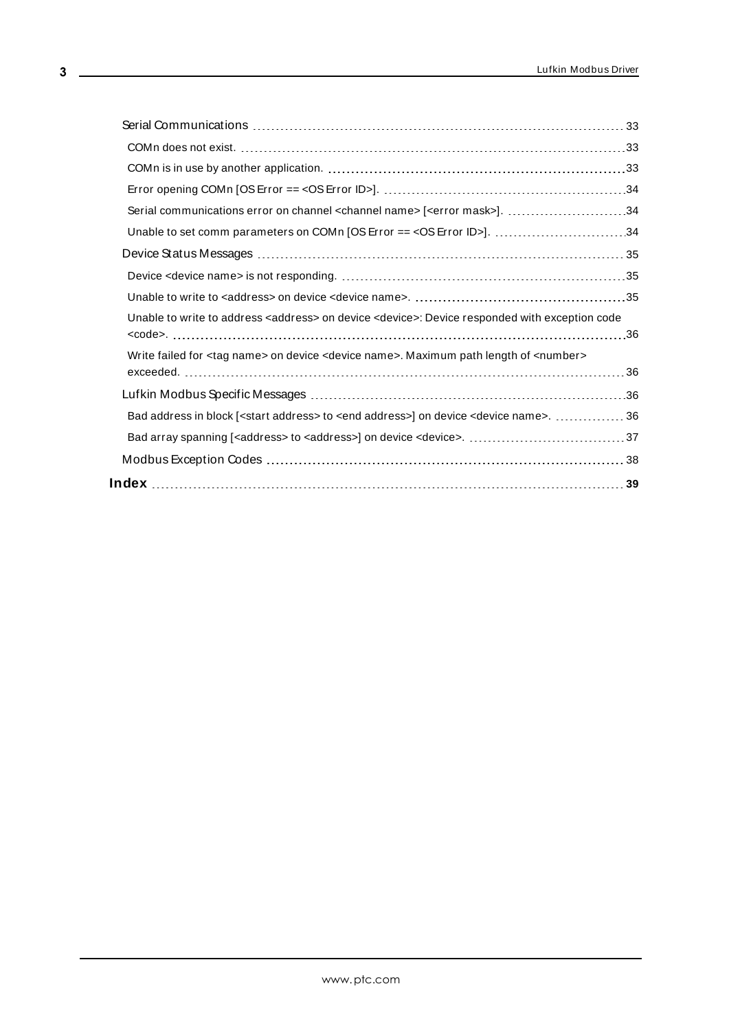Serial Communications 33

COMn does not exist. 33

COMn is in use by another application. 33

Error opening COMn [OS Error == <OS Error ID>]. 34

Serial communications error on channel <channel name> [<error mask>]. 34

Unable to set comm parameters on COMn [OS Error == <OS Error ID>]. 34

Device Status Messages 35

Device <device name> is not responding. 35

Unable to write to <address> on device <device name>. 35

Unable to write to address <address> on device <device>: Device responded with exception code <code>. 36

Write failed for <tag name> on device <device name>. Maximum path length of <number> exceeded. 36

Lufkin Modbus Specific Messages 36

Bad address in block [<start address> to <end address>] on device <device name>. 36

Bad array spanning [<address> to <address>] on device <device>. 37

Modbus Exception Codes 38

**Index 39**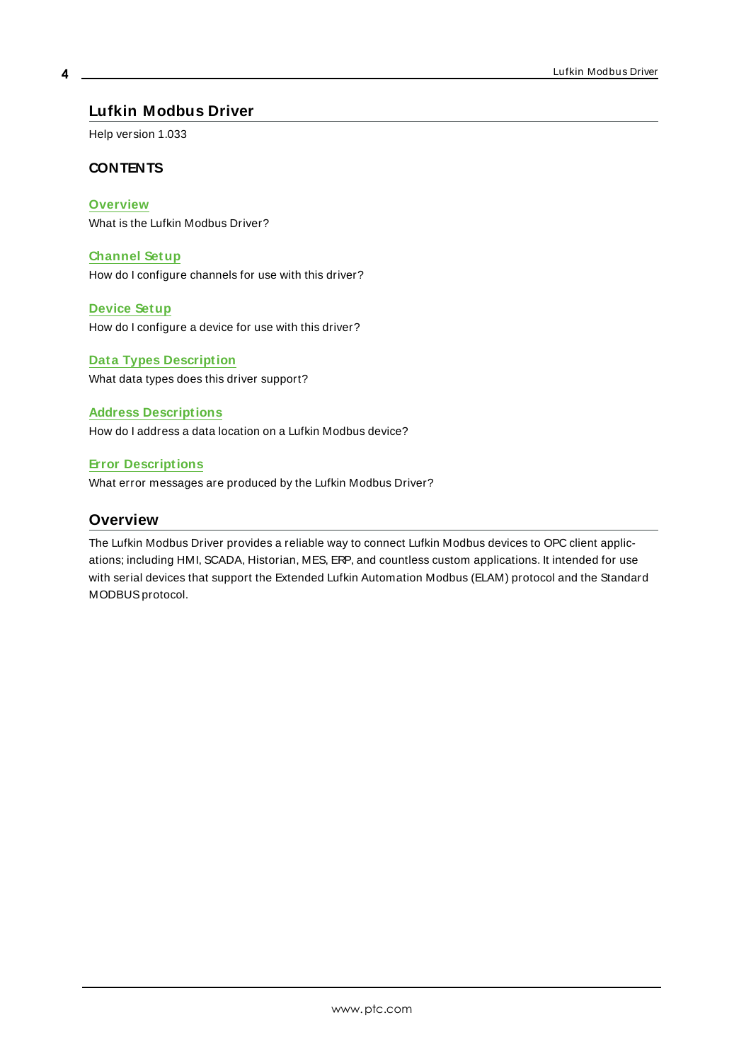# Lufkin Modbus Driver

Help version 1.033

### CONTENTS

**Overview**
What is the Lufkin Modbus Driver?

**Channel Setup**
How do I configure channels for use with this driver?

**Device Setup**
How do I configure a device for use with this driver?

**Data Types Description**
What data types does this driver support?

**Address Descriptions**
How do I address a data location on a Lufkin Modbus device?

**Error Descriptions**
What error messages are produced by the Lufkin Modbus Driver?

## Overview

The Lufkin Modbus Driver provides a reliable way to connect Lufkin Modbus devices to OPC client applications; including HMI, SCADA, Historian, MES, ERP, and countless custom applications. It intended for use with serial devices that support the Extended Lufkin Automation Modbus (ELAM) protocol and the Standard MODBUS protocol.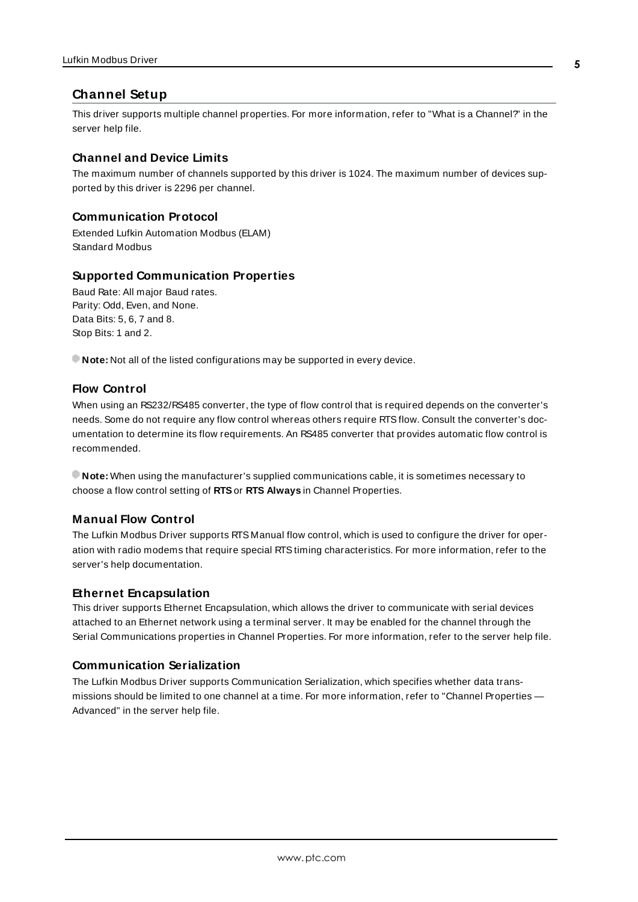# Channel Setup

This driver supports multiple channel properties. For more information, refer to "What is a Channel?" in the server help file.

## Channel and Device Limits

The maximum number of channels supported by this driver is 1024. The maximum number of devices supported by this driver is 2296 per channel.

## Communication Protocol

Extended Lufkin Automation Modbus (ELAM)
Standard Modbus

## Supported Communication Properties

Baud Rate: All major Baud rates.
Parity: Odd, Even, and None.
Data Bits: 5, 6, 7 and 8.
Stop Bits: 1 and 2.

**Note:** Not all of the listed configurations may be supported in every device.

## Flow Control

When using an RS232/RS485 converter, the type of flow control that is required depends on the converter's needs. Some do not require any flow control whereas others require RTS flow. Consult the converter's documentation to determine its flow requirements. An RS485 converter that provides automatic flow control is recommended.

**Note:** When using the manufacturer's supplied communications cable, it is sometimes necessary to choose a flow control setting of **RTS** or **RTS Always** in Channel Properties.

## Manual Flow Control

The Lufkin Modbus Driver supports RTS Manual flow control, which is used to configure the driver for operation with radio modems that require special RTS timing characteristics. For more information, refer to the server's help documentation.

## Ethernet Encapsulation

This driver supports Ethernet Encapsulation, which allows the driver to communicate with serial devices attached to an Ethernet network using a terminal server. It may be enabled for the channel through the Serial Communications properties in Channel Properties. For more information, refer to the server help file.

## Communication Serialization

The Lufkin Modbus Driver supports Communication Serialization, which specifies whether data transmissions should be limited to one channel at a time. For more information, refer to "Channel Properties — Advanced" in the server help file.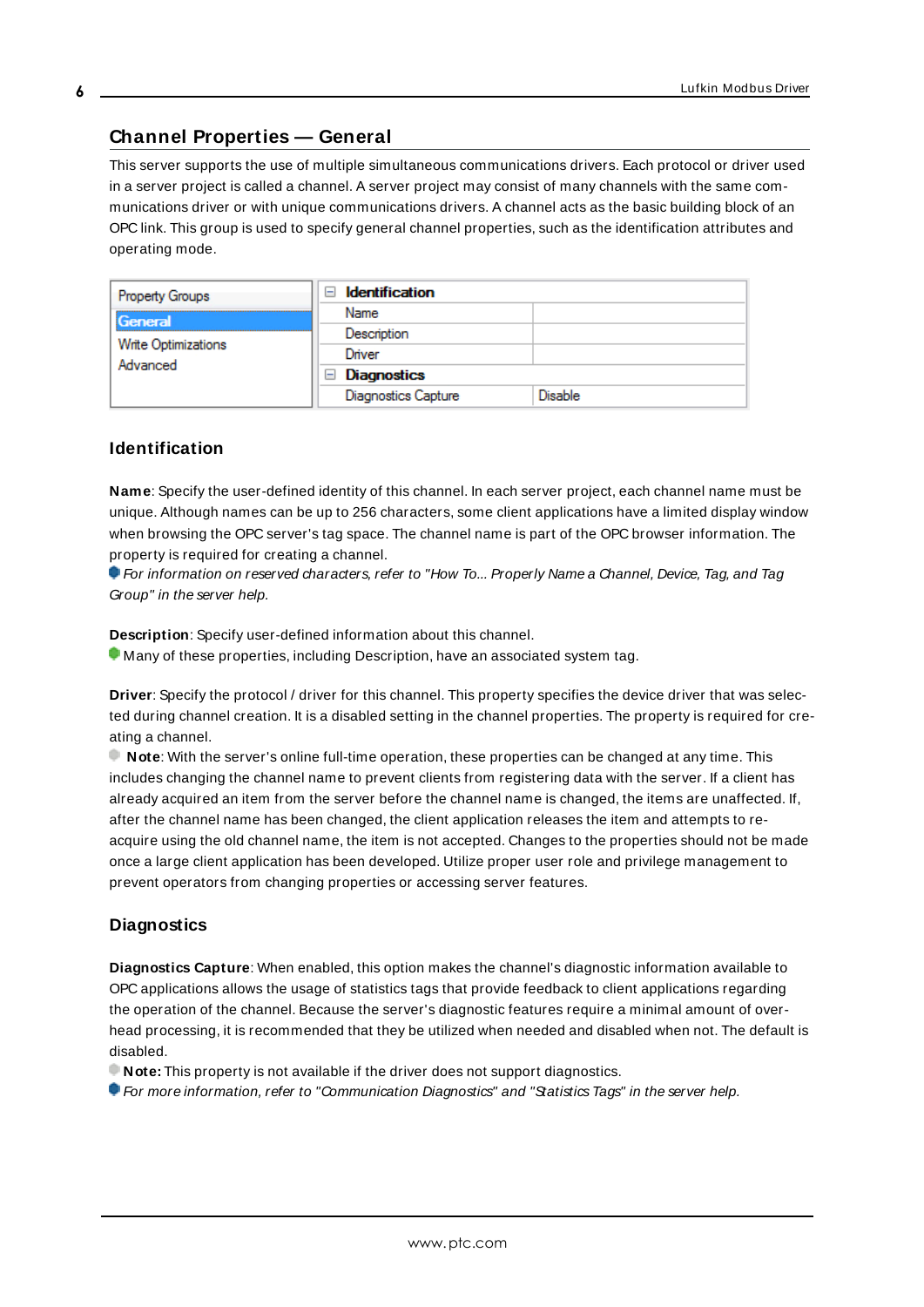## Channel Properties — General

This server supports the use of multiple simultaneous communications drivers. Each protocol or driver used in a server project is called a channel. A server project may consist of many channels with the same communications driver or with unique communications drivers. A channel acts as the basic building block of an OPC link. This group is used to specify general channel properties, such as the identification attributes and operating mode.

| Property Groups | Identification | |
|---|---|---|
| **General** | Name | |
| Write Optimizations | Description | |
| Advanced | Driver | |
| | **Diagnostics** | |
| | Diagnostics Capture | Disable |

### Identification

**Name**: Specify the user-defined identity of this channel. In each server project, each channel name must be unique. Although names can be up to 256 characters, some client applications have a limited display window when browsing the OPC server's tag space. The channel name is part of the OPC browser information. The property is required for creating a channel.

*For information on reserved characters, refer to "How To... Properly Name a Channel, Device, Tag, and Tag Group" in the server help.*

**Description**: Specify user-defined information about this channel.

Many of these properties, including Description, have an associated system tag.

**Driver**: Specify the protocol / driver for this channel. This property specifies the device driver that was selected during channel creation. It is a disabled setting in the channel properties. The property is required for creating a channel.

**Note**: With the server's online full-time operation, these properties can be changed at any time. This includes changing the channel name to prevent clients from registering data with the server. If a client has already acquired an item from the server before the channel name is changed, the items are unaffected. If, after the channel name has been changed, the client application releases the item and attempts to re-acquire using the old channel name, the item is not accepted. Changes to the properties should not be made once a large client application has been developed. Utilize proper user role and privilege management to prevent operators from changing properties or accessing server features.

### Diagnostics

**Diagnostics Capture**: When enabled, this option makes the channel's diagnostic information available to OPC applications allows the usage of statistics tags that provide feedback to client applications regarding the operation of the channel. Because the server's diagnostic features require a minimal amount of overhead processing, it is recommended that they be utilized when needed and disabled when not. The default is disabled.

**Note:** This property is not available if the driver does not support diagnostics.

*For more information, refer to "Communication Diagnostics" and "Statistics Tags" in the server help.*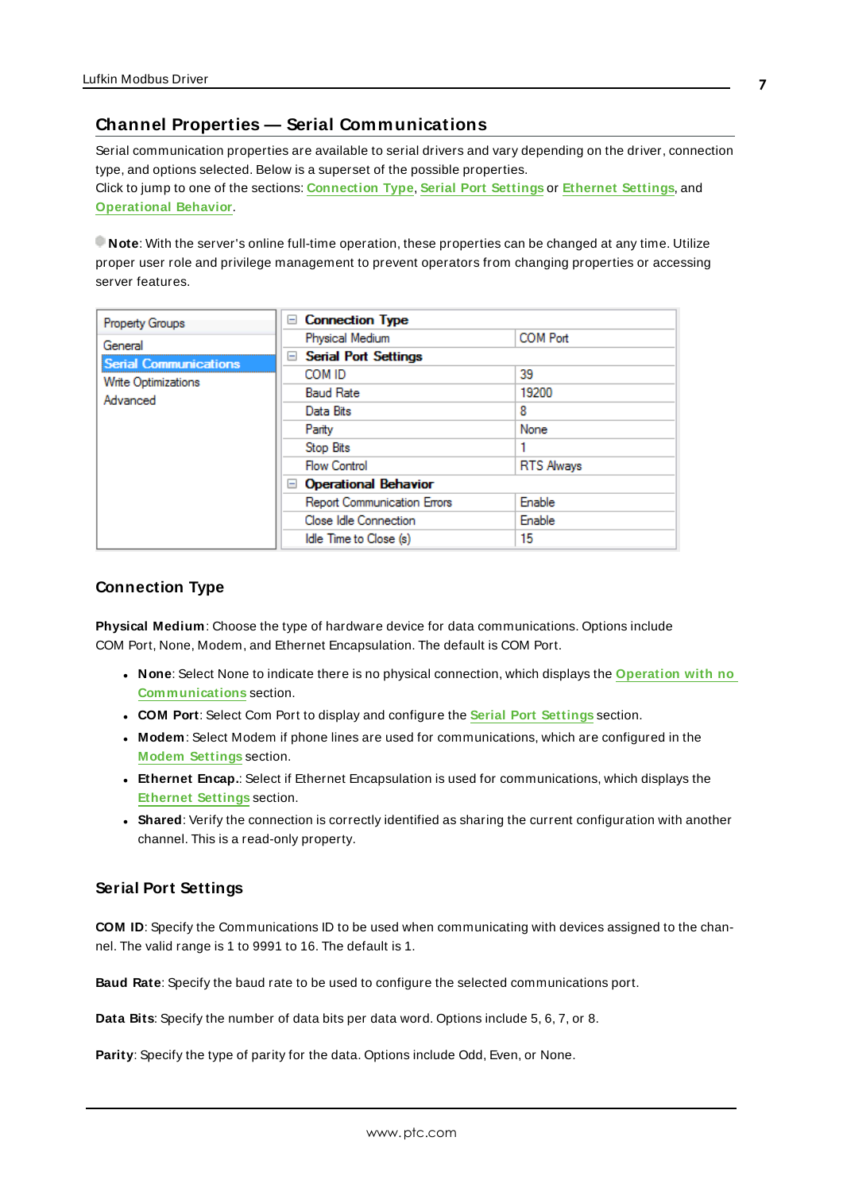## Channel Properties — Serial Communications

Serial communication properties are available to serial drivers and vary depending on the driver, connection type, and options selected. Below is a superset of the possible properties.
Click to jump to one of the sections: Connection Type, Serial Port Settings or Ethernet Settings, and Operational Behavior.

**Note**: With the server's online full-time operation, these properties can be changed at any time. Utilize proper user role and privilege management to prevent operators from changing properties or accessing server features.

| Property Groups | | |
|---|---|---|
| General | **Connection Type** | |
| **Serial Communications** | Physical Medium | COM Port |
| Write Optimizations | **Serial Port Settings** | |
| Advanced | COM ID | 39 |
| | Baud Rate | 19200 |
| | Data Bits | 8 |
| | Parity | None |
| | Stop Bits | 1 |
| | Flow Control | RTS Always |
| | **Operational Behavior** | |
| | Report Communication Errors | Enable |
| | Close Idle Connection | Enable |
| | Idle Time to Close (s) | 15 |

### Connection Type

**Physical Medium**: Choose the type of hardware device for data communications. Options include COM Port, None, Modem, and Ethernet Encapsulation. The default is COM Port.

- **None**: Select None to indicate there is no physical connection, which displays the Operation with no Communications section.
- **COM Port**: Select Com Port to display and configure the Serial Port Settings section.
- **Modem**: Select Modem if phone lines are used for communications, which are configured in the Modem Settings section.
- **Ethernet Encap.**: Select if Ethernet Encapsulation is used for communications, which displays the Ethernet Settings section.
- **Shared**: Verify the connection is correctly identified as sharing the current configuration with another channel. This is a read-only property.

### Serial Port Settings

**COM ID**: Specify the Communications ID to be used when communicating with devices assigned to the channel. The valid range is 1 to 9991 to 16. The default is 1.

**Baud Rate**: Specify the baud rate to be used to configure the selected communications port.

**Data Bits**: Specify the number of data bits per data word. Options include 5, 6, 7, or 8.

**Parity**: Specify the type of parity for the data. Options include Odd, Even, or None.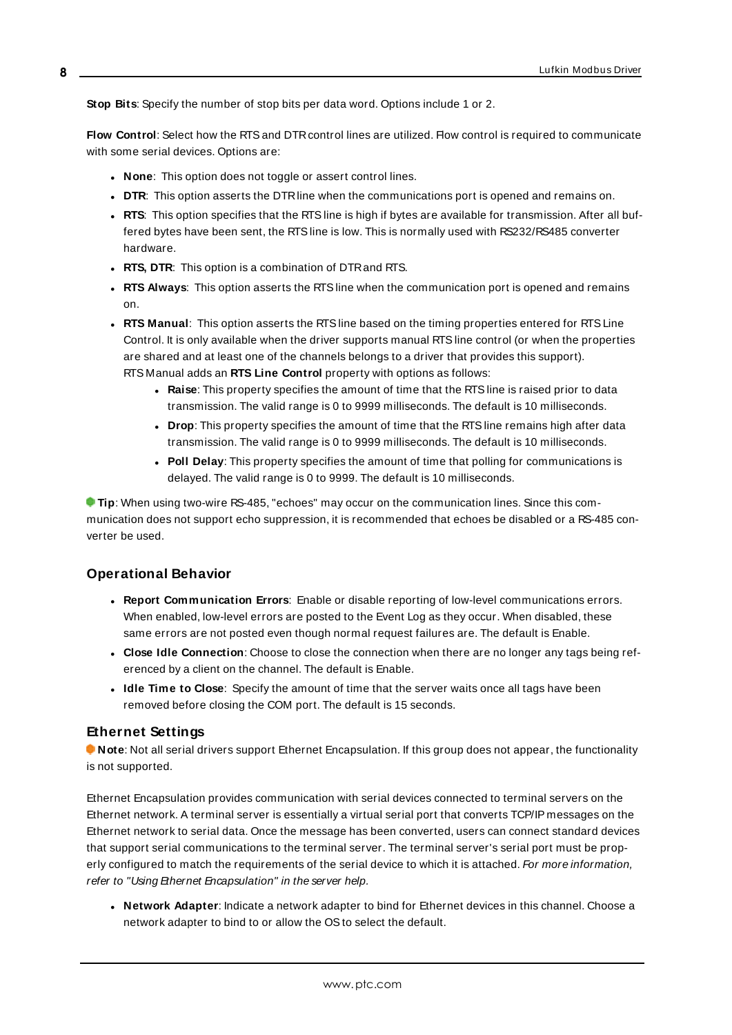**Stop Bits**: Specify the number of stop bits per data word. Options include 1 or 2.

**Flow Control**: Select how the RTS and DTR control lines are utilized. Flow control is required to communicate with some serial devices. Options are:

- **None**: This option does not toggle or assert control lines.
- **DTR**: This option asserts the DTR line when the communications port is opened and remains on.
- **RTS**: This option specifies that the RTS line is high if bytes are available for transmission. After all buffered bytes have been sent, the RTS line is low. This is normally used with RS232/RS485 converter hardware.
- **RTS, DTR**: This option is a combination of DTR and RTS.
- **RTS Always**: This option asserts the RTS line when the communication port is opened and remains on.
- **RTS Manual**: This option asserts the RTS line based on the timing properties entered for RTS Line Control. It is only available when the driver supports manual RTS line control (or when the properties are shared and at least one of the channels belongs to a driver that provides this support). RTS Manual adds an **RTS Line Control** property with options as follows:
  - **Raise**: This property specifies the amount of time that the RTS line is raised prior to data transmission. The valid range is 0 to 9999 milliseconds. The default is 10 milliseconds.
  - **Drop**: This property specifies the amount of time that the RTS line remains high after data transmission. The valid range is 0 to 9999 milliseconds. The default is 10 milliseconds.
  - **Poll Delay**: This property specifies the amount of time that polling for communications is delayed. The valid range is 0 to 9999. The default is 10 milliseconds.

**Tip**: When using two-wire RS-485, "echoes" may occur on the communication lines. Since this communication does not support echo suppression, it is recommended that echoes be disabled or a RS-485 converter be used.

## Operational Behavior

- **Report Communication Errors**: Enable or disable reporting of low-level communications errors. When enabled, low-level errors are posted to the Event Log as they occur. When disabled, these same errors are not posted even though normal request failures are. The default is Enable.
- **Close Idle Connection**: Choose to close the connection when there are no longer any tags being referenced by a client on the channel. The default is Enable.
- **Idle Time to Close**: Specify the amount of time that the server waits once all tags have been removed before closing the COM port. The default is 15 seconds.

## Ethernet Settings

**Note**: Not all serial drivers support Ethernet Encapsulation. If this group does not appear, the functionality is not supported.

Ethernet Encapsulation provides communication with serial devices connected to terminal servers on the Ethernet network. A terminal server is essentially a virtual serial port that converts TCP/IP messages on the Ethernet network to serial data. Once the message has been converted, users can connect standard devices that support serial communications to the terminal server. The terminal server's serial port must be properly configured to match the requirements of the serial device to which it is attached. *For more information, refer to "Using Ethernet Encapsulation" in the server help.*

- **Network Adapter**: Indicate a network adapter to bind for Ethernet devices in this channel. Choose a network adapter to bind to or allow the OS to select the default.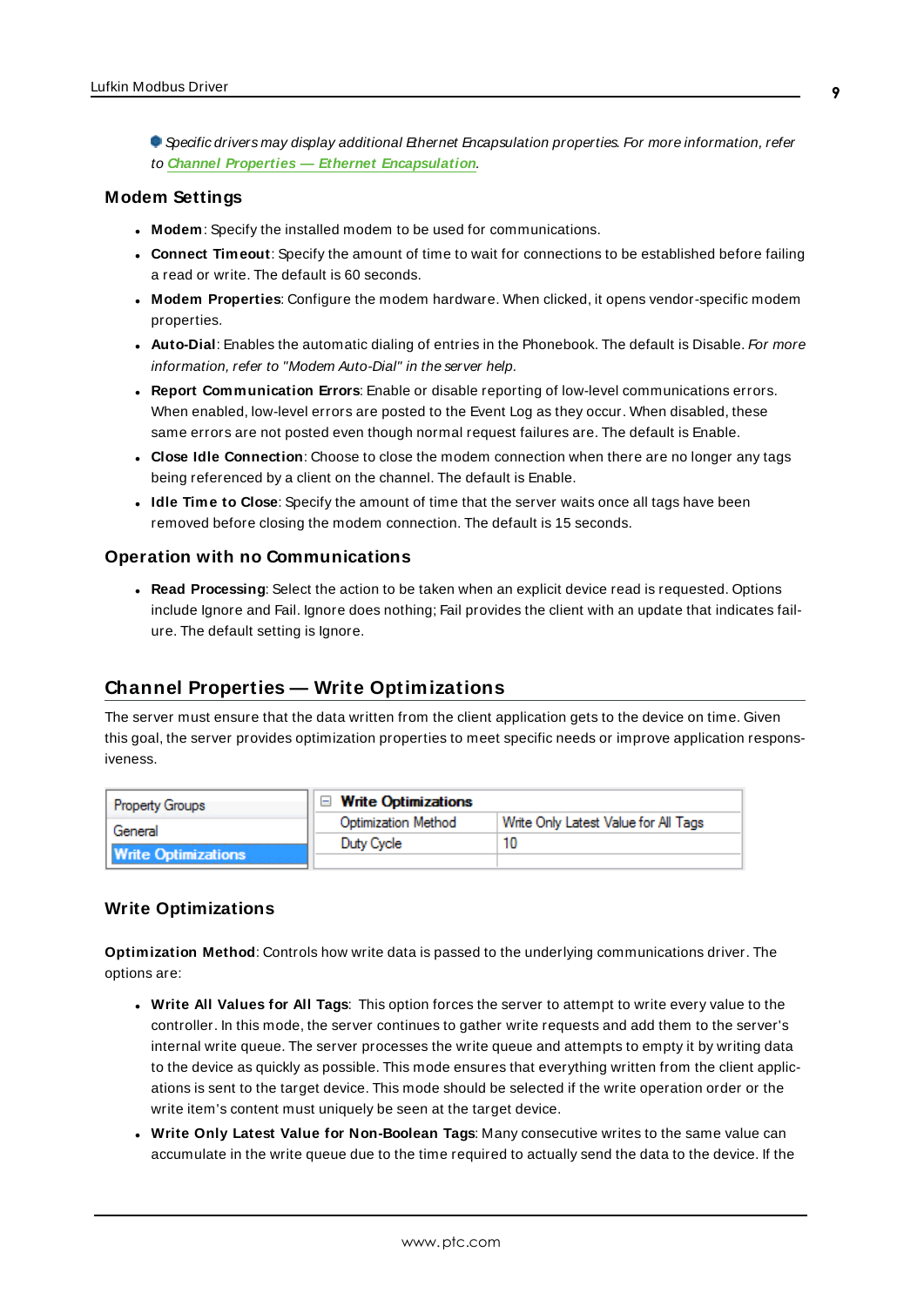Specific drivers may display additional Ethernet Encapsulation properties. For more information, refer to **Channel Properties — Ethernet Encapsulation**.

### Modem Settings

- **Modem**: Specify the installed modem to be used for communications.
- **Connect Timeout**: Specify the amount of time to wait for connections to be established before failing a read or write. The default is 60 seconds.
- **Modem Properties**: Configure the modem hardware. When clicked, it opens vendor-specific modem properties.
- **Auto-Dial**: Enables the automatic dialing of entries in the Phonebook. The default is Disable. *For more information, refer to "Modem Auto-Dial" in the server help.*
- **Report Communication Errors**: Enable or disable reporting of low-level communications errors. When enabled, low-level errors are posted to the Event Log as they occur. When disabled, these same errors are not posted even though normal request failures are. The default is Enable.
- **Close Idle Connection**: Choose to close the modem connection when there are no longer any tags being referenced by a client on the channel. The default is Enable.
- **Idle Time to Close**: Specify the amount of time that the server waits once all tags have been removed before closing the modem connection. The default is 15 seconds.

### Operation with no Communications

- **Read Processing**: Select the action to be taken when an explicit device read is requested. Options include Ignore and Fail. Ignore does nothing; Fail provides the client with an update that indicates failure. The default setting is Ignore.

## Channel Properties — Write Optimizations

The server must ensure that the data written from the client application gets to the device on time. Given this goal, the server provides optimization properties to meet specific needs or improve application responsiveness.

| Property Groups | Write Optimizations | |
|---|---|---|
| General | Optimization Method | Write Only Latest Value for All Tags |
| **Write Optimizations** | Duty Cycle | 10 |

### Write Optimizations

**Optimization Method**: Controls how write data is passed to the underlying communications driver. The options are:

- **Write All Values for All Tags**: This option forces the server to attempt to write every value to the controller. In this mode, the server continues to gather write requests and add them to the server's internal write queue. The server processes the write queue and attempts to empty it by writing data to the device as quickly as possible. This mode ensures that everything written from the client applications is sent to the target device. This mode should be selected if the write operation order or the write item's content must uniquely be seen at the target device.
- **Write Only Latest Value for Non-Boolean Tags**: Many consecutive writes to the same value can accumulate in the write queue due to the time required to actually send the data to the device. If the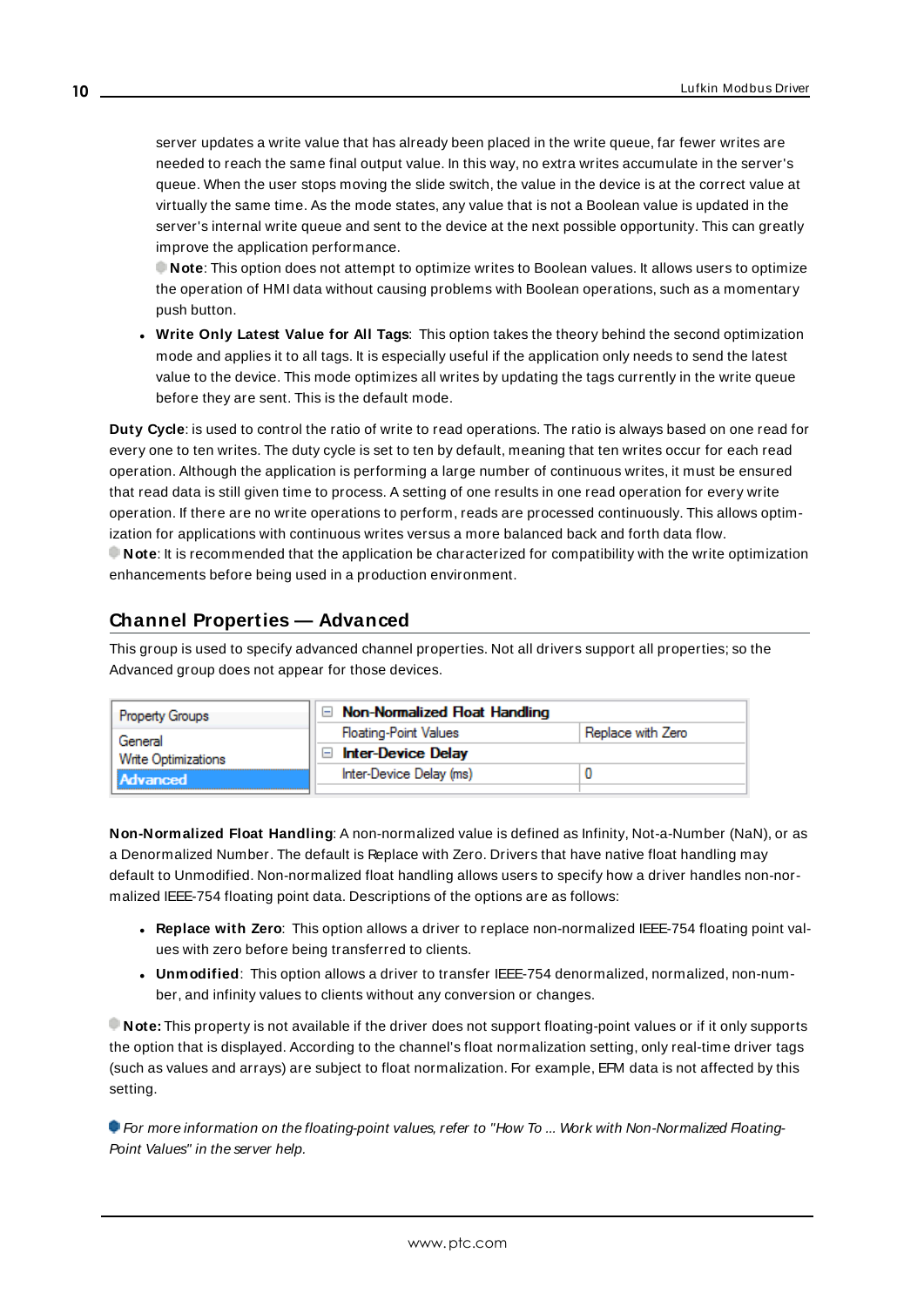server updates a write value that has already been placed in the write queue, far fewer writes are needed to reach the same final output value. In this way, no extra writes accumulate in the server's queue. When the user stops moving the slide switch, the value in the device is at the correct value at virtually the same time. As the mode states, any value that is not a Boolean value is updated in the server's internal write queue and sent to the device at the next possible opportunity. This can greatly improve the application performance.

**Note**: This option does not attempt to optimize writes to Boolean values. It allows users to optimize the operation of HMI data without causing problems with Boolean operations, such as a momentary push button.

- **Write Only Latest Value for All Tags**: This option takes the theory behind the second optimization mode and applies it to all tags. It is especially useful if the application only needs to send the latest value to the device. This mode optimizes all writes by updating the tags currently in the write queue before they are sent. This is the default mode.

**Duty Cycle**: is used to control the ratio of write to read operations. The ratio is always based on one read for every one to ten writes. The duty cycle is set to ten by default, meaning that ten writes occur for each read operation. Although the application is performing a large number of continuous writes, it must be ensured that read data is still given time to process. A setting of one results in one read operation for every write operation. If there are no write operations to perform, reads are processed continuously. This allows optimization for applications with continuous writes versus a more balanced back and forth data flow.

**Note**: It is recommended that the application be characterized for compatibility with the write optimization enhancements before being used in a production environment.

## Channel Properties — Advanced

This group is used to specify advanced channel properties. Not all drivers support all properties; so the Advanced group does not appear for those devices.

| Property Groups | Non-Normalized Float Handling | |
|---|---|---|
| General | Floating-Point Values | Replace with Zero |
| Write Optimizations | Inter-Device Delay | |
| Advanced | Inter-Device Delay (ms) | 0 |

**Non-Normalized Float Handling**: A non-normalized value is defined as Infinity, Not-a-Number (NaN), or as a Denormalized Number. The default is Replace with Zero. Drivers that have native float handling may default to Unmodified. Non-normalized float handling allows users to specify how a driver handles non-normalized IEEE-754 floating point data. Descriptions of the options are as follows:

- **Replace with Zero**: This option allows a driver to replace non-normalized IEEE-754 floating point values with zero before being transferred to clients.
- **Unmodified**: This option allows a driver to transfer IEEE-754 denormalized, normalized, non-number, and infinity values to clients without any conversion or changes.

**Note:** This property is not available if the driver does not support floating-point values or if it only supports the option that is displayed. According to the channel's float normalization setting, only real-time driver tags (such as values and arrays) are subject to float normalization. For example, EFM data is not affected by this setting.

*For more information on the floating-point values, refer to "How To ... Work with Non-Normalized Floating-Point Values" in the server help.*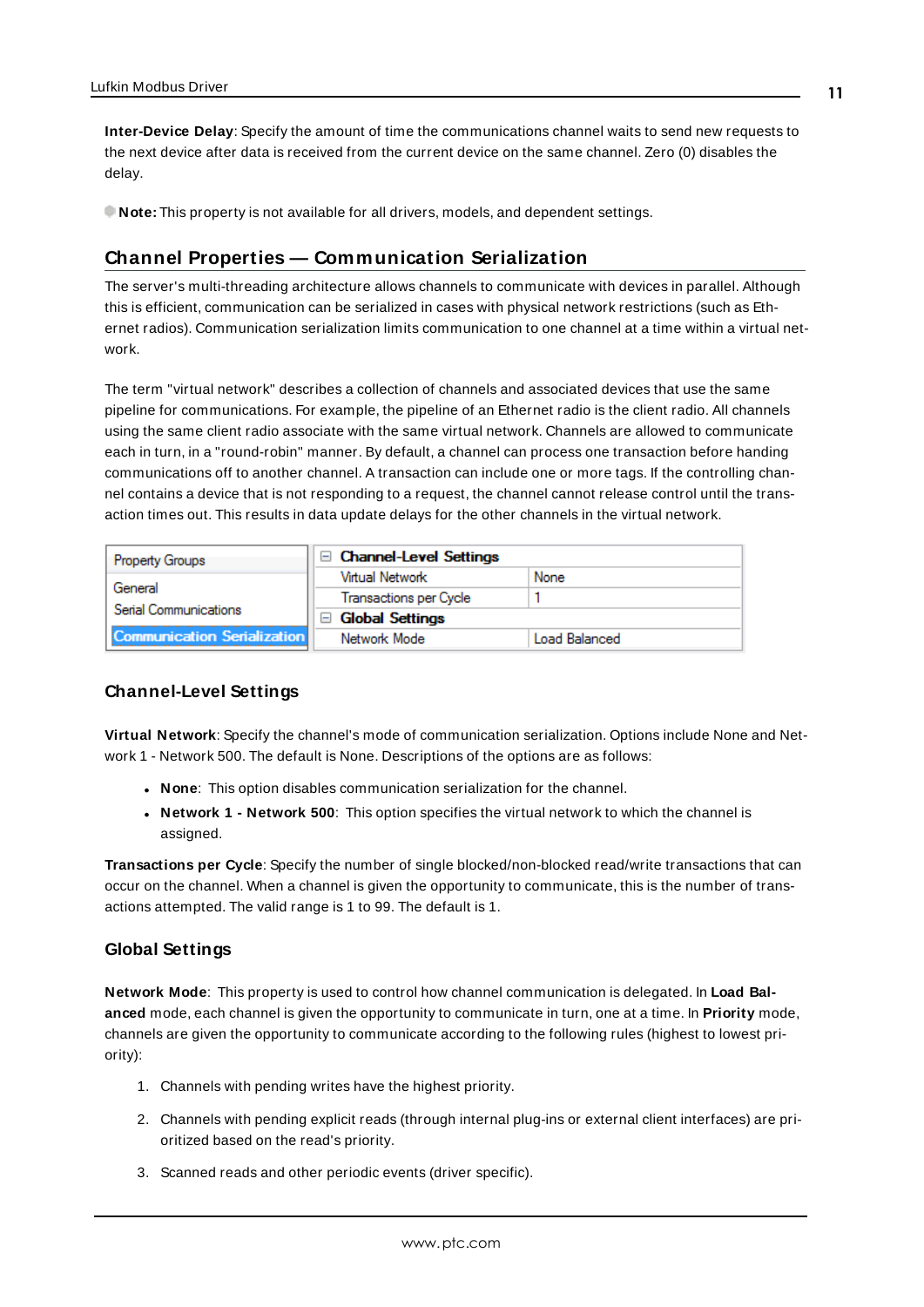**Inter-Device Delay**: Specify the amount of time the communications channel waits to send new requests to the next device after data is received from the current device on the same channel. Zero (0) disables the delay.

**Note:** This property is not available for all drivers, models, and dependent settings.

## Channel Properties — Communication Serialization

The server's multi-threading architecture allows channels to communicate with devices in parallel. Although this is efficient, communication can be serialized in cases with physical network restrictions (such as Ethernet radios). Communication serialization limits communication to one channel at a time within a virtual network.

The term "virtual network" describes a collection of channels and associated devices that use the same pipeline for communications. For example, the pipeline of an Ethernet radio is the client radio. All channels using the same client radio associate with the same virtual network. Channels are allowed to communicate each in turn, in a "round-robin" manner. By default, a channel can process one transaction before handing communications off to another channel. A transaction can include one or more tags. If the controlling channel contains a device that is not responding to a request, the channel cannot release control until the transaction times out. This results in data update delays for the other channels in the virtual network.

| Property Groups | Channel-Level Settings | |
|---|---|---|
| General | Virtual Network | None |
| Serial Communications | Transactions per Cycle | 1 |
| Communication Serialization | Global Settings | |
| | Network Mode | Load Balanced |

### Channel-Level Settings

**Virtual Network**: Specify the channel's mode of communication serialization. Options include None and Network 1 - Network 500. The default is None. Descriptions of the options are as follows:

- **None**: This option disables communication serialization for the channel.
- **Network 1 - Network 500**: This option specifies the virtual network to which the channel is assigned.

**Transactions per Cycle**: Specify the number of single blocked/non-blocked read/write transactions that can occur on the channel. When a channel is given the opportunity to communicate, this is the number of transactions attempted. The valid range is 1 to 99. The default is 1.

### Global Settings

**Network Mode**: This property is used to control how channel communication is delegated. In **Load Balanced** mode, each channel is given the opportunity to communicate in turn, one at a time. In **Priority** mode, channels are given the opportunity to communicate according to the following rules (highest to lowest priority):

1. Channels with pending writes have the highest priority.
2. Channels with pending explicit reads (through internal plug-ins or external client interfaces) are prioritized based on the read's priority.
3. Scanned reads and other periodic events (driver specific).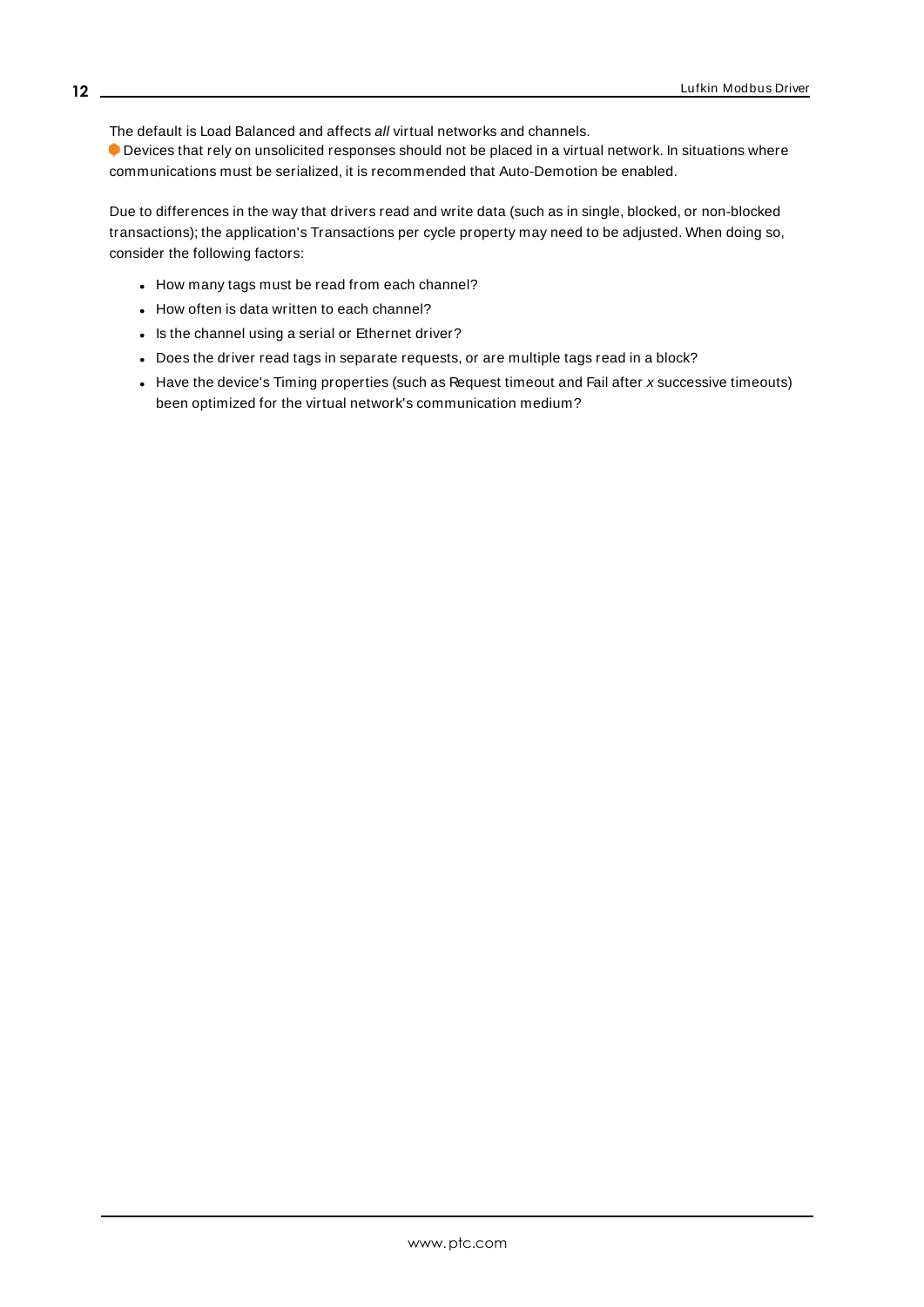The default is Load Balanced and affects *all* virtual networks and channels.

Devices that rely on unsolicited responses should not be placed in a virtual network. In situations where communications must be serialized, it is recommended that Auto-Demotion be enabled.

Due to differences in the way that drivers read and write data (such as in single, blocked, or non-blocked transactions); the application's Transactions per cycle property may need to be adjusted. When doing so, consider the following factors:

- How many tags must be read from each channel?
- How often is data written to each channel?
- Is the channel using a serial or Ethernet driver?
- Does the driver read tags in separate requests, or are multiple tags read in a block?
- Have the device's Timing properties (such as Request timeout and Fail after *x* successive timeouts) been optimized for the virtual network's communication medium?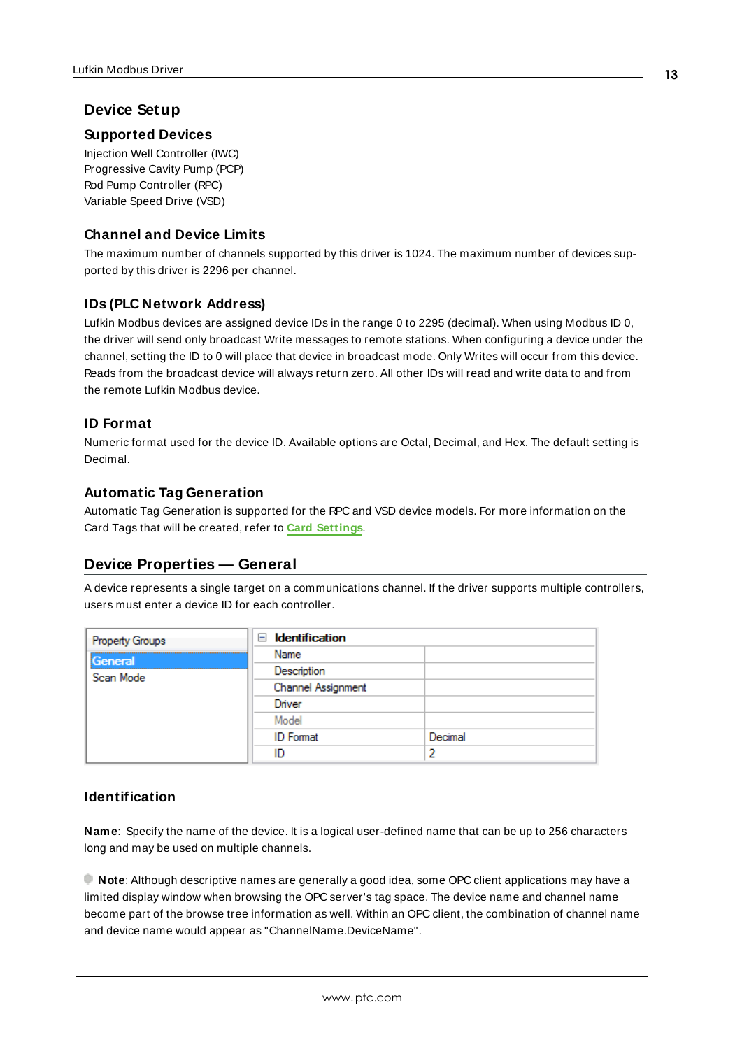# Device Setup

## Supported Devices

Injection Well Controller (IWC)
Progressive Cavity Pump (PCP)
Rod Pump Controller (RPC)
Variable Speed Drive (VSD)

## Channel and Device Limits

The maximum number of channels supported by this driver is 1024. The maximum number of devices supported by this driver is 2296 per channel.

## IDs (PLC Network Address)

Lufkin Modbus devices are assigned device IDs in the range 0 to 2295 (decimal). When using Modbus ID 0, the driver will send only broadcast Write messages to remote stations. When configuring a device under the channel, setting the ID to 0 will place that device in broadcast mode. Only Writes will occur from this device. Reads from the broadcast device will always return zero. All other IDs will read and write data to and from the remote Lufkin Modbus device.

## ID Format

Numeric format used for the device ID. Available options are Octal, Decimal, and Hex. The default setting is Decimal.

## Automatic Tag Generation

Automatic Tag Generation is supported for the RPC and VSD device models. For more information on the Card Tags that will be created, refer to Card Settings.

# Device Properties — General

A device represents a single target on a communications channel. If the driver supports multiple controllers, users must enter a device ID for each controller.

| Property Groups | Identification | |
|---|---|---|
| General | Name | |
| Scan Mode | Description | |
| | Channel Assignment | |
| | Driver | |
| | Model | |
| | ID Format | Decimal |
| | ID | 2 |

## Identification

**Name**: Specify the name of the device. It is a logical user-defined name that can be up to 256 characters long and may be used on multiple channels.

**Note**: Although descriptive names are generally a good idea, some OPC client applications may have a limited display window when browsing the OPC server's tag space. The device name and channel name become part of the browse tree information as well. Within an OPC client, the combination of channel name and device name would appear as "ChannelName.DeviceName".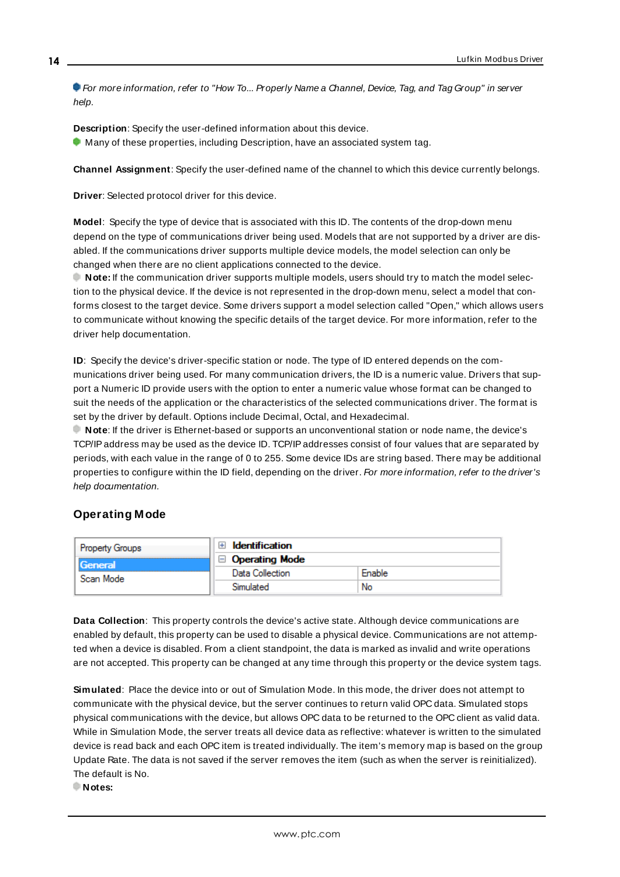*For more information, refer to "How To... Properly Name a Channel, Device, Tag, and Tag Group" in server help.*

**Description**: Specify the user-defined information about this device.

Many of these properties, including Description, have an associated system tag.

**Channel Assignment**: Specify the user-defined name of the channel to which this device currently belongs.

**Driver**: Selected protocol driver for this device.

**Model**: Specify the type of device that is associated with this ID. The contents of the drop-down menu depend on the type of communications driver being used. Models that are not supported by a driver are disabled. If the communications driver supports multiple device models, the model selection can only be changed when there are no client applications connected to the device.

**Note:** If the communication driver supports multiple models, users should try to match the model selection to the physical device. If the device is not represented in the drop-down menu, select a model that conforms closest to the target device. Some drivers support a model selection called "Open," which allows users to communicate without knowing the specific details of the target device. For more information, refer to the driver help documentation.

**ID**: Specify the device's driver-specific station or node. The type of ID entered depends on the communications driver being used. For many communication drivers, the ID is a numeric value. Drivers that support a Numeric ID provide users with the option to enter a numeric value whose format can be changed to suit the needs of the application or the characteristics of the selected communications driver. The format is set by the driver by default. Options include Decimal, Octal, and Hexadecimal.

**Note**: If the driver is Ethernet-based or supports an unconventional station or node name, the device's TCP/IP address may be used as the device ID. TCP/IP addresses consist of four values that are separated by periods, with each value in the range of 0 to 255. Some device IDs are string based. There may be additional properties to configure within the ID field, depending on the driver. *For more information, refer to the driver's help documentation.*

## Operating Mode

| Property Groups | Property | Value |
|---|---|---|
| General | **Identification** | |
| Scan Mode | **Operating Mode** | |
| | Data Collection | Enable |
| | Simulated | No |

**Data Collection**: This property controls the device's active state. Although device communications are enabled by default, this property can be used to disable a physical device. Communications are not attempted when a device is disabled. From a client standpoint, the data is marked as invalid and write operations are not accepted. This property can be changed at any time through this property or the device system tags.

**Simulated**: Place the device into or out of Simulation Mode. In this mode, the driver does not attempt to communicate with the physical device, but the server continues to return valid OPC data. Simulated stops physical communications with the device, but allows OPC data to be returned to the OPC client as valid data. While in Simulation Mode, the server treats all device data as reflective: whatever is written to the simulated device is read back and each OPC item is treated individually. The item's memory map is based on the group Update Rate. The data is not saved if the server removes the item (such as when the server is reinitialized). The default is No.

**Notes:**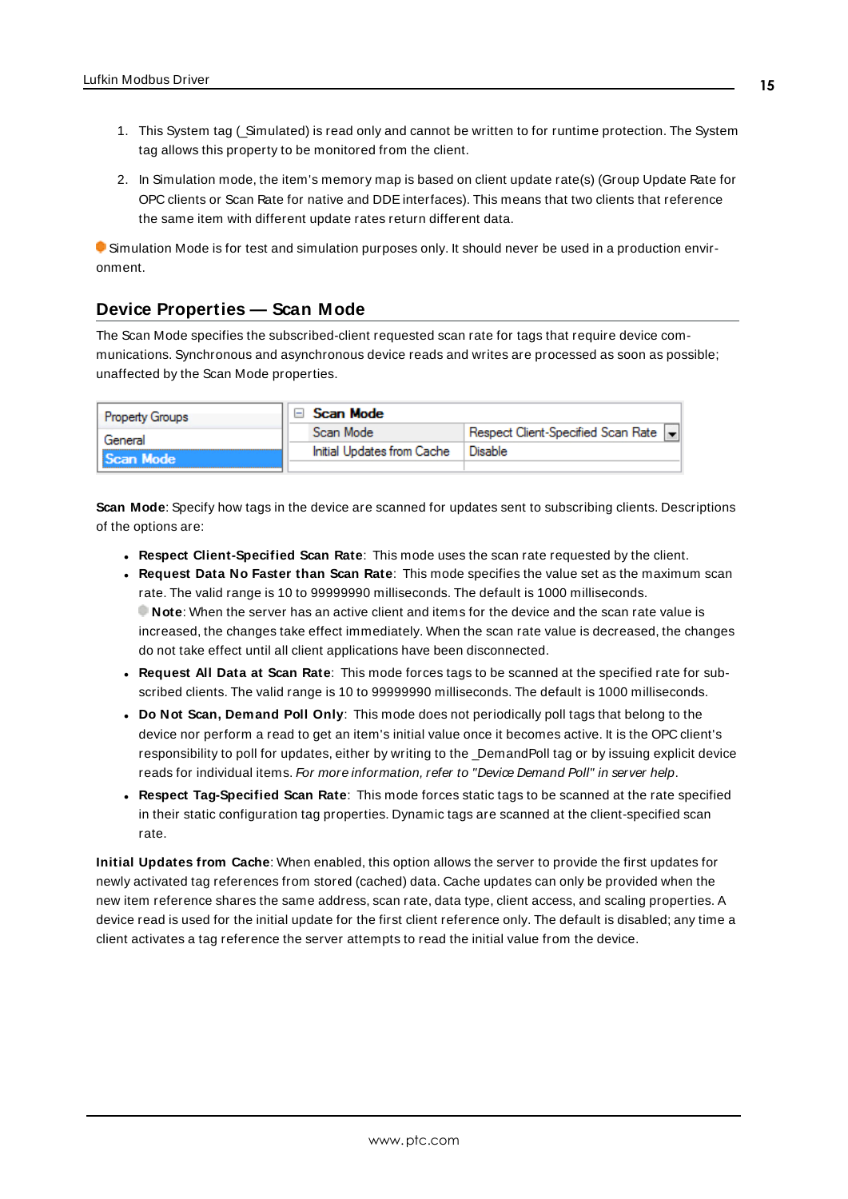1. This System tag (_Simulated) is read only and cannot be written to for runtime protection. The System tag allows this property to be monitored from the client.

2. In Simulation mode, the item's memory map is based on client update rate(s) (Group Update Rate for OPC clients or Scan Rate for native and DDE interfaces). This means that two clients that reference the same item with different update rates return different data.

Simulation Mode is for test and simulation purposes only. It should never be used in a production environment.

## Device Properties — Scan Mode

The Scan Mode specifies the subscribed-client requested scan rate for tags that require device communications. Synchronous and asynchronous device reads and writes are processed as soon as possible; unaffected by the Scan Mode properties.

| Property Groups | Scan Mode | |
|---|---|---|
| General | Scan Mode | Respect Client-Specified Scan Rate |
| Scan Mode | Initial Updates from Cache | Disable |

**Scan Mode**: Specify how tags in the device are scanned for updates sent to subscribing clients. Descriptions of the options are:

- **Respect Client-Specified Scan Rate**: This mode uses the scan rate requested by the client.
- **Request Data No Faster than Scan Rate**: This mode specifies the value set as the maximum scan rate. The valid range is 10 to 99999990 milliseconds. The default is 1000 milliseconds.
  **Note**: When the server has an active client and items for the device and the scan rate value is increased, the changes take effect immediately. When the scan rate value is decreased, the changes do not take effect until all client applications have been disconnected.
- **Request All Data at Scan Rate**: This mode forces tags to be scanned at the specified rate for subscribed clients. The valid range is 10 to 99999990 milliseconds. The default is 1000 milliseconds.
- **Do Not Scan, Demand Poll Only**: This mode does not periodically poll tags that belong to the device nor perform a read to get an item's initial value once it becomes active. It is the OPC client's responsibility to poll for updates, either by writing to the _DemandPoll tag or by issuing explicit device reads for individual items. *For more information, refer to "Device Demand Poll" in server help*.
- **Respect Tag-Specified Scan Rate**: This mode forces static tags to be scanned at the rate specified in their static configuration tag properties. Dynamic tags are scanned at the client-specified scan rate.

**Initial Updates from Cache**: When enabled, this option allows the server to provide the first updates for newly activated tag references from stored (cached) data. Cache updates can only be provided when the new item reference shares the same address, scan rate, data type, client access, and scaling properties. A device read is used for the initial update for the first client reference only. The default is disabled; any time a client activates a tag reference the server attempts to read the initial value from the device.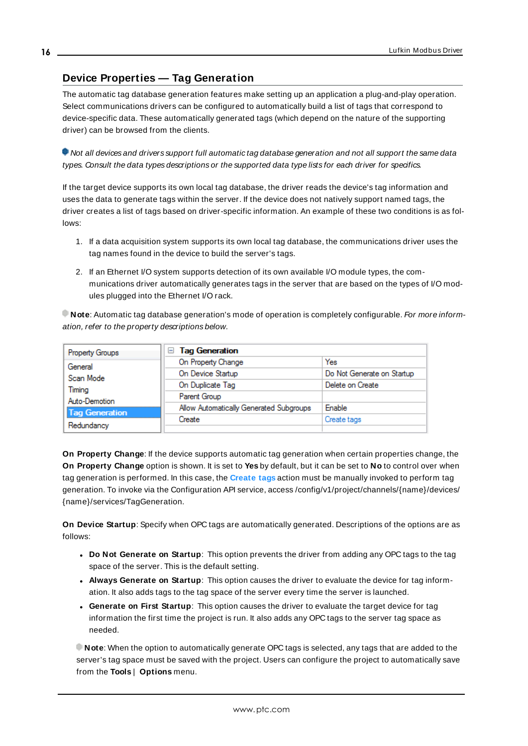## Device Properties — Tag Generation

The automatic tag database generation features make setting up an application a plug-and-play operation. Select communications drivers can be configured to automatically build a list of tags that correspond to device-specific data. These automatically generated tags (which depend on the nature of the supporting driver) can be browsed from the clients.

*Not all devices and drivers support full automatic tag database generation and not all support the same data types. Consult the data types descriptions or the supported data type lists for each driver for specifics.*

If the target device supports its own local tag database, the driver reads the device's tag information and uses the data to generate tags within the server. If the device does not natively support named tags, the driver creates a list of tags based on driver-specific information. An example of these two conditions is as follows:

1. If a data acquisition system supports its own local tag database, the communications driver uses the tag names found in the device to build the server's tags.
2. If an Ethernet I/O system supports detection of its own available I/O module types, the communications driver automatically generates tags in the server that are based on the types of I/O modules plugged into the Ethernet I/O rack.

**Note**: Automatic tag database generation's mode of operation is completely configurable. *For more information, refer to the property descriptions below.*

| Property Groups | Tag Generation | |
|---|---|---|
| General | On Property Change | Yes |
| Scan Mode | On Device Startup | Do Not Generate on Startup |
| Timing | On Duplicate Tag | Delete on Create |
| Auto-Demotion | Parent Group | |
| **Tag Generation** | Allow Automatically Generated Subgroups | Enable |
| Redundancy | Create | Create tags |

**On Property Change**: If the device supports automatic tag generation when certain properties change, the **On Property Change** option is shown. It is set to **Yes** by default, but it can be set to **No** to control over when tag generation is performed. In this case, the **Create tags** action must be manually invoked to perform tag generation. To invoke via the Configuration API service, access /config/v1/project/channels/{name}/devices/{name}/services/TagGeneration.

**On Device Startup**: Specify when OPC tags are automatically generated. Descriptions of the options are as follows:

- **Do Not Generate on Startup**: This option prevents the driver from adding any OPC tags to the tag space of the server. This is the default setting.
- **Always Generate on Startup**: This option causes the driver to evaluate the device for tag information. It also adds tags to the tag space of the server every time the server is launched.
- **Generate on First Startup**: This option causes the driver to evaluate the target device for tag information the first time the project is run. It also adds any OPC tags to the server tag space as needed.

**Note**: When the option to automatically generate OPC tags is selected, any tags that are added to the server's tag space must be saved with the project. Users can configure the project to automatically save from the **Tools** | **Options** menu.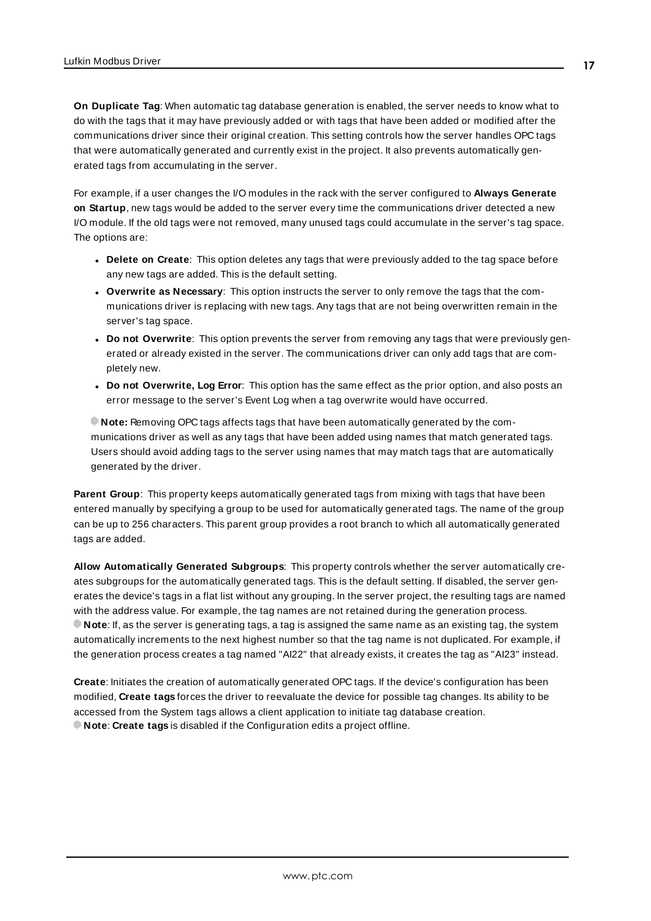**On Duplicate Tag**: When automatic tag database generation is enabled, the server needs to know what to do with the tags that it may have previously added or with tags that have been added or modified after the communications driver since their original creation. This setting controls how the server handles OPC tags that were automatically generated and currently exist in the project. It also prevents automatically generated tags from accumulating in the server.

For example, if a user changes the I/O modules in the rack with the server configured to **Always Generate on Startup**, new tags would be added to the server every time the communications driver detected a new I/O module. If the old tags were not removed, many unused tags could accumulate in the server's tag space. The options are:

- **Delete on Create**: This option deletes any tags that were previously added to the tag space before any new tags are added. This is the default setting.
- **Overwrite as Necessary**: This option instructs the server to only remove the tags that the communications driver is replacing with new tags. Any tags that are not being overwritten remain in the server's tag space.
- **Do not Overwrite**: This option prevents the server from removing any tags that were previously generated or already existed in the server. The communications driver can only add tags that are completely new.
- **Do not Overwrite, Log Error**: This option has the same effect as the prior option, and also posts an error message to the server's Event Log when a tag overwrite would have occurred.

**Note:** Removing OPC tags affects tags that have been automatically generated by the communications driver as well as any tags that have been added using names that match generated tags. Users should avoid adding tags to the server using names that may match tags that are automatically generated by the driver.

**Parent Group**: This property keeps automatically generated tags from mixing with tags that have been entered manually by specifying a group to be used for automatically generated tags. The name of the group can be up to 256 characters. This parent group provides a root branch to which all automatically generated tags are added.

**Allow Automatically Generated Subgroups**: This property controls whether the server automatically creates subgroups for the automatically generated tags. This is the default setting. If disabled, the server generates the device's tags in a flat list without any grouping. In the server project, the resulting tags are named with the address value. For example, the tag names are not retained during the generation process.
**Note**: If, as the server is generating tags, a tag is assigned the same name as an existing tag, the system automatically increments to the next highest number so that the tag name is not duplicated. For example, if the generation process creates a tag named "AI22" that already exists, it creates the tag as "AI23" instead.

**Create**: Initiates the creation of automatically generated OPC tags. If the device's configuration has been modified, **Create tags** forces the driver to reevaluate the device for possible tag changes. Its ability to be accessed from the System tags allows a client application to initiate tag database creation.
**Note**: **Create tags** is disabled if the Configuration edits a project offline.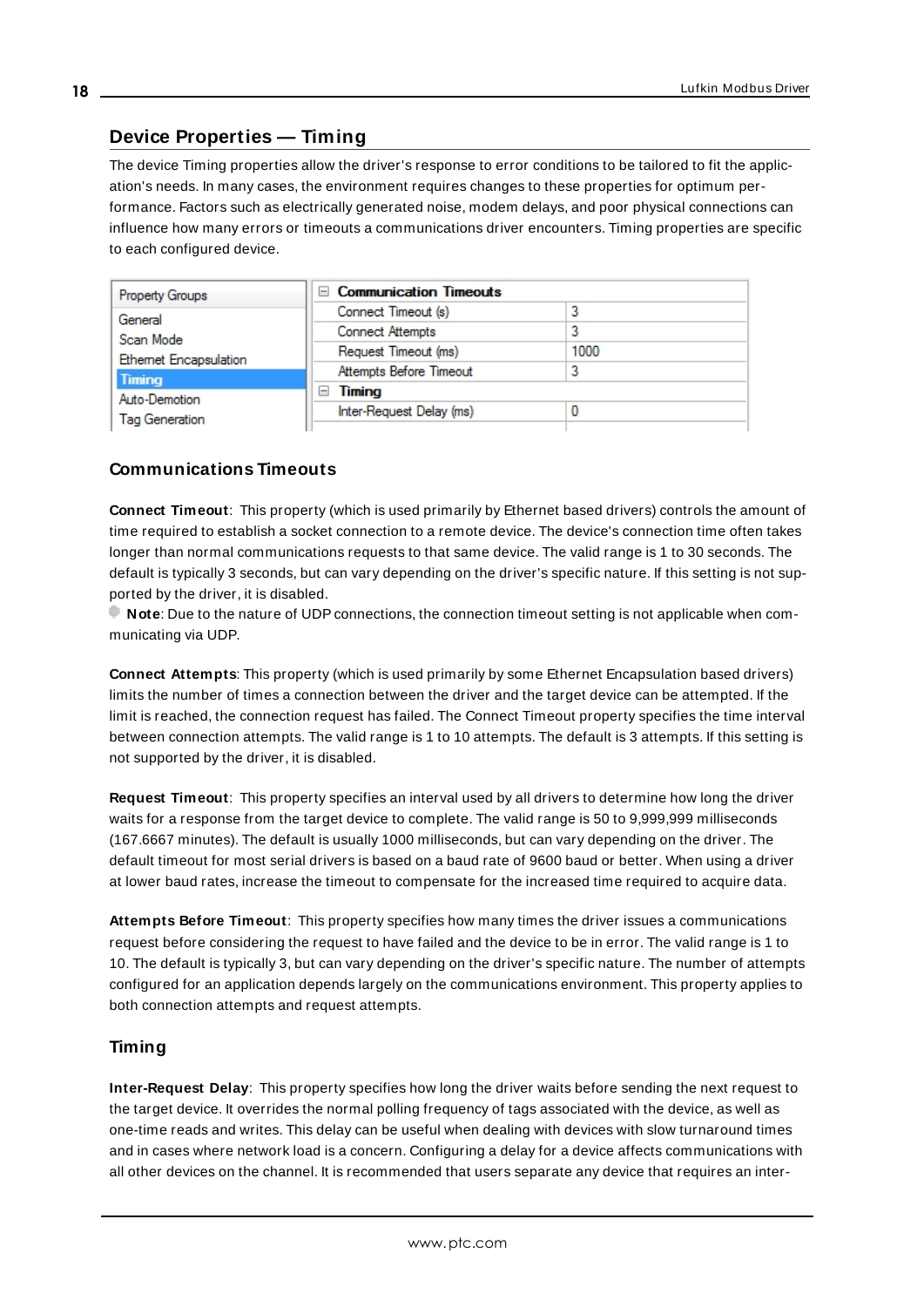## Device Properties — Timing

The device Timing properties allow the driver's response to error conditions to be tailored to fit the application's needs. In many cases, the environment requires changes to these properties for optimum performance. Factors such as electrically generated noise, modem delays, and poor physical connections can influence how many errors or timeouts a communications driver encounters. Timing properties are specific to each configured device.

| Property Groups | | |
|---|---|---|
| General | **Communication Timeouts** | |
| Scan Mode | Connect Timeout (s) | 3 |
| Ethernet Encapsulation | Connect Attempts | 3 |
| **Timing** | Request Timeout (ms) | 1000 |
| Auto-Demotion | Attempts Before Timeout | 3 |
| Tag Generation | **Timing** | |
| | Inter-Request Delay (ms) | 0 |

### Communications Timeouts

**Connect Timeout**: This property (which is used primarily by Ethernet based drivers) controls the amount of time required to establish a socket connection to a remote device. The device's connection time often takes longer than normal communications requests to that same device. The valid range is 1 to 30 seconds. The default is typically 3 seconds, but can vary depending on the driver's specific nature. If this setting is not supported by the driver, it is disabled.

**Note**: Due to the nature of UDP connections, the connection timeout setting is not applicable when communicating via UDP.

**Connect Attempts**: This property (which is used primarily by some Ethernet Encapsulation based drivers) limits the number of times a connection between the driver and the target device can be attempted. If the limit is reached, the connection request has failed. The Connect Timeout property specifies the time interval between connection attempts. The valid range is 1 to 10 attempts. The default is 3 attempts. If this setting is not supported by the driver, it is disabled.

**Request Timeout**: This property specifies an interval used by all drivers to determine how long the driver waits for a response from the target device to complete. The valid range is 50 to 9,999,999 milliseconds (167.6667 minutes). The default is usually 1000 milliseconds, but can vary depending on the driver. The default timeout for most serial drivers is based on a baud rate of 9600 baud or better. When using a driver at lower baud rates, increase the timeout to compensate for the increased time required to acquire data.

**Attempts Before Timeout**: This property specifies how many times the driver issues a communications request before considering the request to have failed and the device to be in error. The valid range is 1 to 10. The default is typically 3, but can vary depending on the driver's specific nature. The number of attempts configured for an application depends largely on the communications environment. This property applies to both connection attempts and request attempts.

### Timing

**Inter-Request Delay**: This property specifies how long the driver waits before sending the next request to the target device. It overrides the normal polling frequency of tags associated with the device, as well as one-time reads and writes. This delay can be useful when dealing with devices with slow turnaround times and in cases where network load is a concern. Configuring a delay for a device affects communications with all other devices on the channel. It is recommended that users separate any device that requires an inter-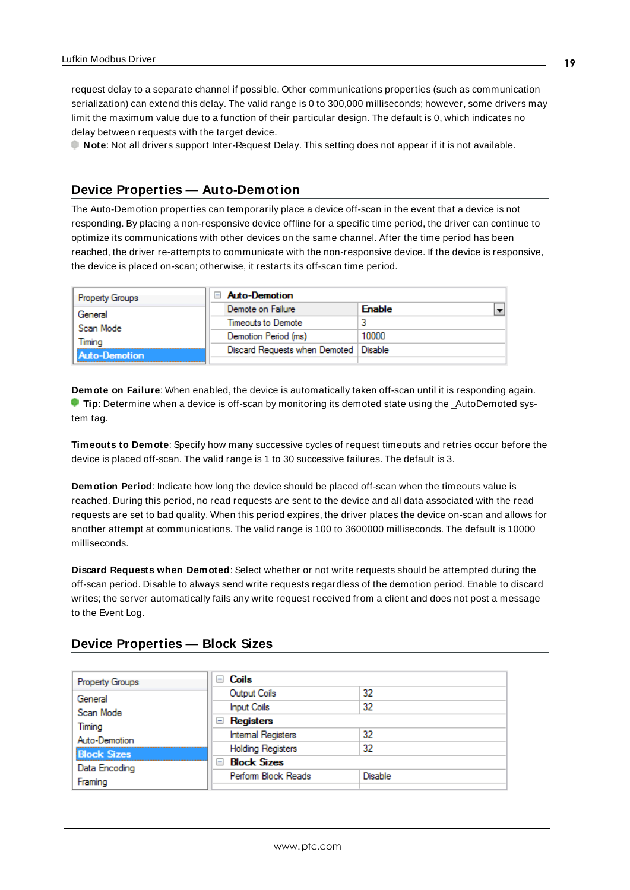request delay to a separate channel if possible. Other communications properties (such as communication serialization) can extend this delay. The valid range is 0 to 300,000 milliseconds; however, some drivers may limit the maximum value due to a function of their particular design. The default is 0, which indicates no delay between requests with the target device.

**Note**: Not all drivers support Inter-Request Delay. This setting does not appear if it is not available.

## Device Properties — Auto-Demotion

The Auto-Demotion properties can temporarily place a device off-scan in the event that a device is not responding. By placing a non-responsive device offline for a specific time period, the driver can continue to optimize its communications with other devices on the same channel. After the time period has been reached, the driver re-attempts to communicate with the non-responsive device. If the device is responsive, the device is placed on-scan; otherwise, it restarts its off-scan time period.

| Property Groups | Auto-Demotion | |
|---|---|---|
| General | Demote on Failure | Enable |
| Scan Mode | Timeouts to Demote | 3 |
| Timing | Demotion Period (ms) | 10000 |
| **Auto-Demotion** | Discard Requests when Demoted | Disable |

**Demote on Failure**: When enabled, the device is automatically taken off-scan until it is responding again.

**Tip**: Determine when a device is off-scan by monitoring its demoted state using the _AutoDemoted system tag.

**Timeouts to Demote**: Specify how many successive cycles of request timeouts and retries occur before the device is placed off-scan. The valid range is 1 to 30 successive failures. The default is 3.

**Demotion Period**: Indicate how long the device should be placed off-scan when the timeouts value is reached. During this period, no read requests are sent to the device and all data associated with the read requests are set to bad quality. When this period expires, the driver places the device on-scan and allows for another attempt at communications. The valid range is 100 to 3600000 milliseconds. The default is 10000 milliseconds.

**Discard Requests when Demoted**: Select whether or not write requests should be attempted during the off-scan period. Disable to always send write requests regardless of the demotion period. Enable to discard writes; the server automatically fails any write request received from a client and does not post a message to the Event Log.

## Device Properties — Block Sizes

| Property Groups | Coils | |
|---|---|---|
| General | Output Coils | 32 |
| Scan Mode | Input Coils | 32 |
| Timing | **Registers** | |
| Auto-Demotion | Internal Registers | 32 |
| **Block Sizes** | Holding Registers | 32 |
| Data Encoding | **Block Sizes** | |
| Framing | Perform Block Reads | Disable |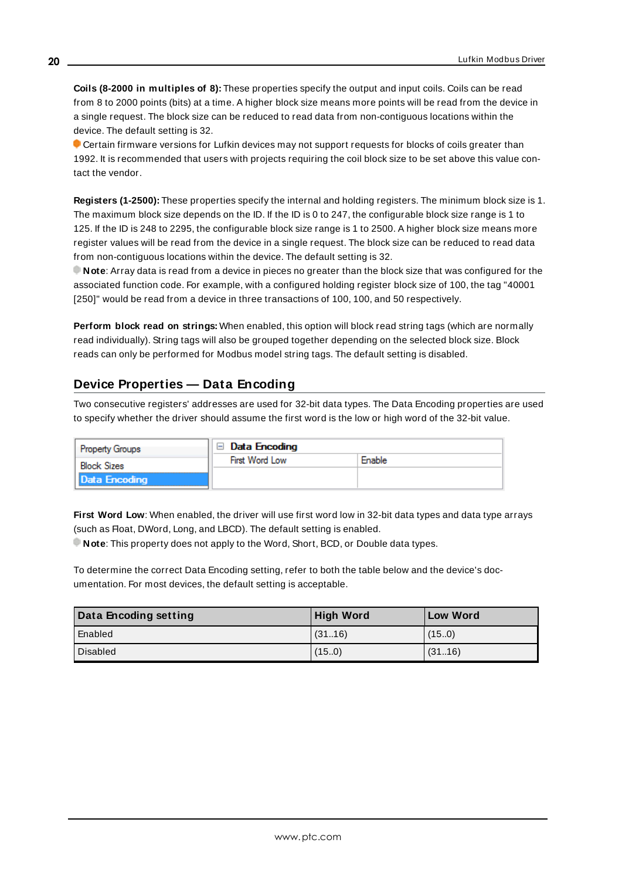**Coils (8-2000 in multiples of 8):** These properties specify the output and input coils. Coils can be read from 8 to 2000 points (bits) at a time. A higher block size means more points will be read from the device in a single request. The block size can be reduced to read data from non-contiguous locations within the device. The default setting is 32.

Certain firmware versions for Lufkin devices may not support requests for blocks of coils greater than 1992. It is recommended that users with projects requiring the coil block size to be set above this value contact the vendor.

**Registers (1-2500):** These properties specify the internal and holding registers. The minimum block size is 1. The maximum block size depends on the ID. If the ID is 0 to 247, the configurable block size range is 1 to 125. If the ID is 248 to 2295, the configurable block size range is 1 to 2500. A higher block size means more register values will be read from the device in a single request. The block size can be reduced to read data from non-contiguous locations within the device. The default setting is 32.

**Note**: Array data is read from a device in pieces no greater than the block size that was configured for the associated function code. For example, with a configured holding register block size of 100, the tag "40001 [250]" would be read from a device in three transactions of 100, 100, and 50 respectively.

**Perform block read on strings:** When enabled, this option will block read string tags (which are normally read individually). String tags will also be grouped together depending on the selected block size. Block reads can only be performed for Modbus model string tags. The default setting is disabled.

## Device Properties — Data Encoding

Two consecutive registers' addresses are used for 32-bit data types. The Data Encoding properties are used to specify whether the driver should assume the first word is the low or high word of the 32-bit value.

| Property Groups | Data Encoding | |
|---|---|---|
| Block Sizes | First Word Low | Enable |
| Data Encoding | | |

**First Word Low**: When enabled, the driver will use first word low in 32-bit data types and data type arrays (such as Float, DWord, Long, and LBCD). The default setting is enabled.

**Note**: This property does not apply to the Word, Short, BCD, or Double data types.

To determine the correct Data Encoding setting, refer to both the table below and the device's documentation. For most devices, the default setting is acceptable.

| Data Encoding setting | High Word | Low Word |
|---|---|---|
| Enabled | (31..16) | (15..0) |
| Disabled | (15..0) | (31..16) |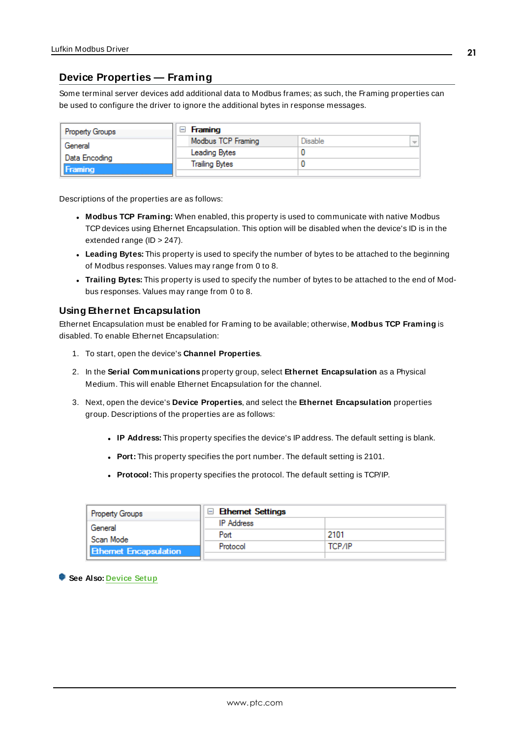## Device Properties — Framing

Some terminal server devices add additional data to Modbus frames; as such, the Framing properties can be used to configure the driver to ignore the additional bytes in response messages.

| Property Groups | Framing | |
|---|---|---|
| General | Modbus TCP Framing | Disable |
| Data Encoding | Leading Bytes | 0 |
| Framing | Trailing Bytes | 0 |

Descriptions of the properties are as follows:

- **Modbus TCP Framing:** When enabled, this property is used to communicate with native Modbus TCP devices using Ethernet Encapsulation. This option will be disabled when the device's ID is in the extended range (ID > 247).
- **Leading Bytes:** This property is used to specify the number of bytes to be attached to the beginning of Modbus responses. Values may range from 0 to 8.
- **Trailing Bytes:** This property is used to specify the number of bytes to be attached to the end of Modbus responses. Values may range from 0 to 8.

### Using Ethernet Encapsulation

Ethernet Encapsulation must be enabled for Framing to be available; otherwise, **Modbus TCP Framing** is disabled. To enable Ethernet Encapsulation:

1. To start, open the device's **Channel Properties**.
2. In the **Serial Communications** property group, select **Ethernet Encapsulation** as a Physical Medium. This will enable Ethernet Encapsulation for the channel.
3. Next, open the device's **Device Properties**, and select the **Ethernet Encapsulation** properties group. Descriptions of the properties are as follows:
    - **IP Address:** This property specifies the device's IP address. The default setting is blank.
    - **Port:** This property specifies the port number. The default setting is 2101.
    - **Protocol:** This property specifies the protocol. The default setting is TCP/IP.

| Property Groups | Ethernet Settings | |
|---|---|---|
| General | IP Address | |
| Scan Mode | Port | 2101 |
| Ethernet Encapsulation | Protocol | TCP/IP |

**See Also:** Device Setup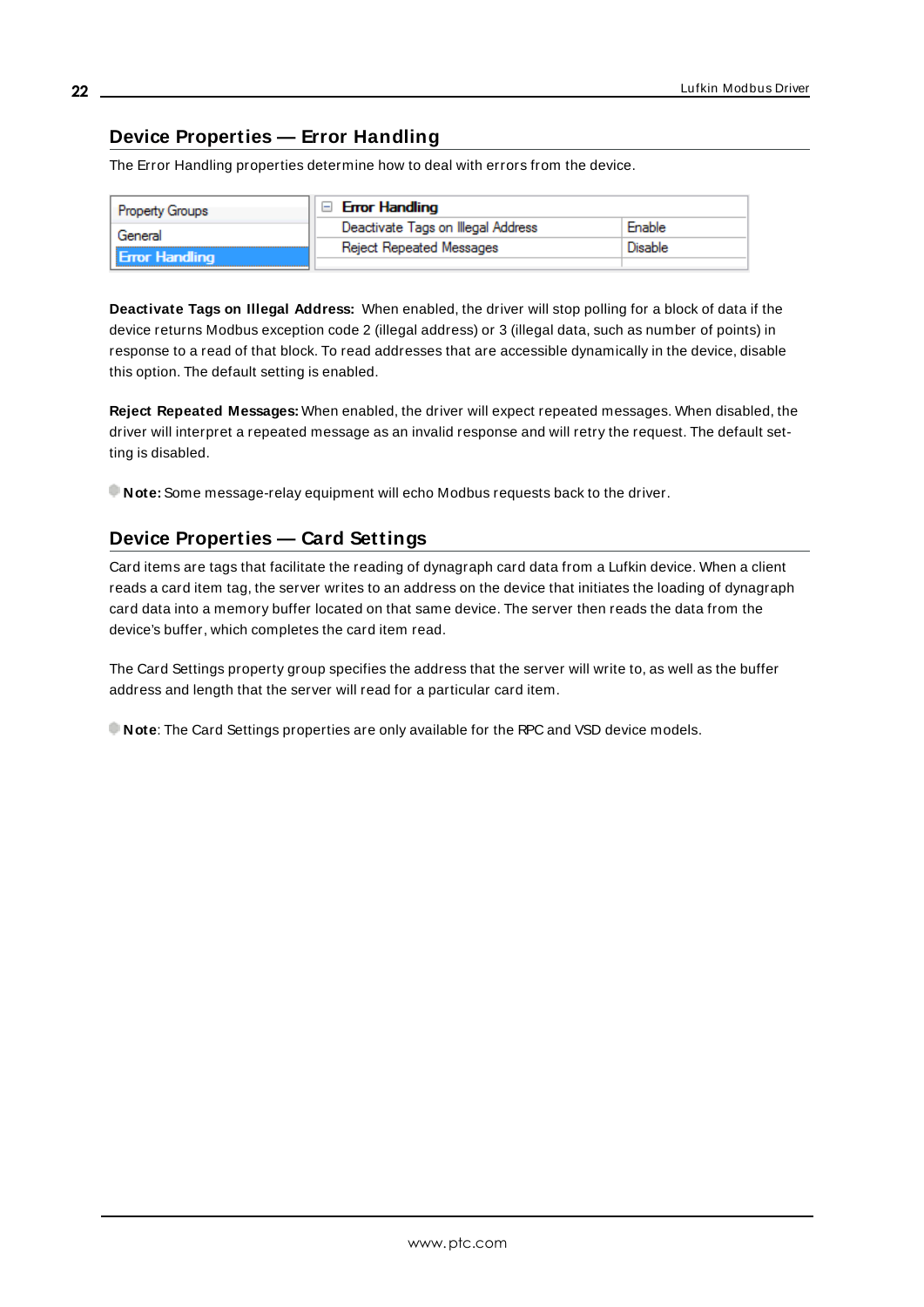## Device Properties — Error Handling

The Error Handling properties determine how to deal with errors from the device.

| Property Groups | Error Handling | |
|---|---|---|
| General | Deactivate Tags on Illegal Address | Enable |
| Error Handling | Reject Repeated Messages | Disable |

**Deactivate Tags on Illegal Address:** When enabled, the driver will stop polling for a block of data if the device returns Modbus exception code 2 (illegal address) or 3 (illegal data, such as number of points) in response to a read of that block. To read addresses that are accessible dynamically in the device, disable this option. The default setting is enabled.

**Reject Repeated Messages:** When enabled, the driver will expect repeated messages. When disabled, the driver will interpret a repeated message as an invalid response and will retry the request. The default setting is disabled.

**Note:** Some message-relay equipment will echo Modbus requests back to the driver.

## Device Properties — Card Settings

Card items are tags that facilitate the reading of dynagraph card data from a Lufkin device. When a client reads a card item tag, the server writes to an address on the device that initiates the loading of dynagraph card data into a memory buffer located on that same device. The server then reads the data from the device's buffer, which completes the card item read.

The Card Settings property group specifies the address that the server will write to, as well as the buffer address and length that the server will read for a particular card item.

**Note**: The Card Settings properties are only available for the RPC and VSD device models.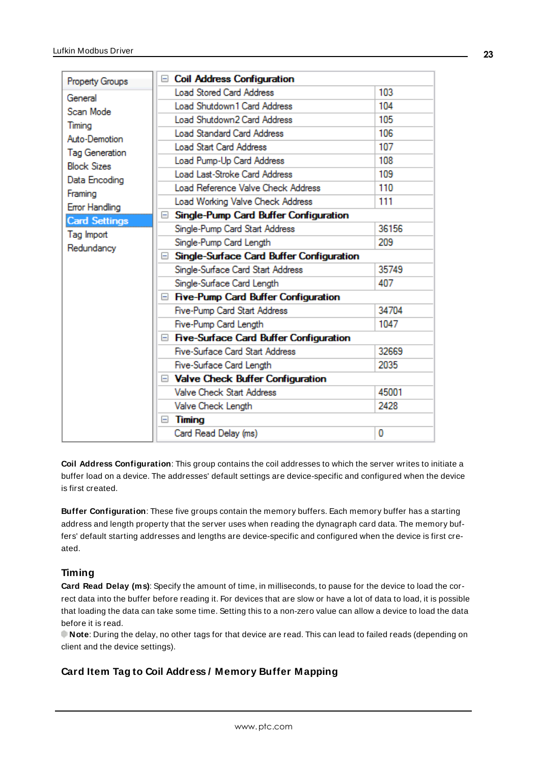| Property Groups | Coil Address Configuration | |
|---|---|---|
| General | Load Stored Card Address | 103 |
| Scan Mode | Load Shutdown1 Card Address | 104 |
| Timing | Load Shutdown2 Card Address | 105 |
| Auto-Demotion | Load Standard Card Address | 106 |
| Tag Generation | Load Start Card Address | 107 |
| Block Sizes | Load Pump-Up Card Address | 108 |
| Data Encoding | Load Last-Stroke Card Address | 109 |
| Framing | Load Reference Valve Check Address | 110 |
| Error Handling | Load Working Valve Check Address | 111 |
| **Card Settings** | **Single-Pump Card Buffer Configuration** | |
| Tag Import | Single-Pump Card Start Address | 36156 |
| Redundancy | Single-Pump Card Length | 209 |
| | **Single-Surface Card Buffer Configuration** | |
| | Single-Surface Card Start Address | 35749 |
| | Single-Surface Card Length | 407 |
| | **Five-Pump Card Buffer Configuration** | |
| | Five-Pump Card Start Address | 34704 |
| | Five-Pump Card Length | 1047 |
| | **Five-Surface Card Buffer Configuration** | |
| | Five-Surface Card Start Address | 32669 |
| | Five-Surface Card Length | 2035 |
| | **Valve Check Buffer Configuration** | |
| | Valve Check Start Address | 45001 |
| | Valve Check Length | 2428 |
| | **Timing** | |
| | Card Read Delay (ms) | 0 |

**Coil Address Configuration**: This group contains the coil addresses to which the server writes to initiate a buffer load on a device. The addresses' default settings are device-specific and configured when the device is first created.

**Buffer Configuration**: These five groups contain the memory buffers. Each memory buffer has a starting address and length property that the server uses when reading the dynagraph card data. The memory buffers' default starting addresses and lengths are device-specific and configured when the device is first created.

### Timing

**Card Read Delay (ms)**: Specify the amount of time, in milliseconds, to pause for the device to load the correct data into the buffer before reading it. For devices that are slow or have a lot of data to load, it is possible that loading the data can take some time. Setting this to a non-zero value can allow a device to load the data before it is read.

**Note**: During the delay, no other tags for that device are read. This can lead to failed reads (depending on client and the device settings).

### Card Item Tag to Coil Address / Memory Buffer Mapping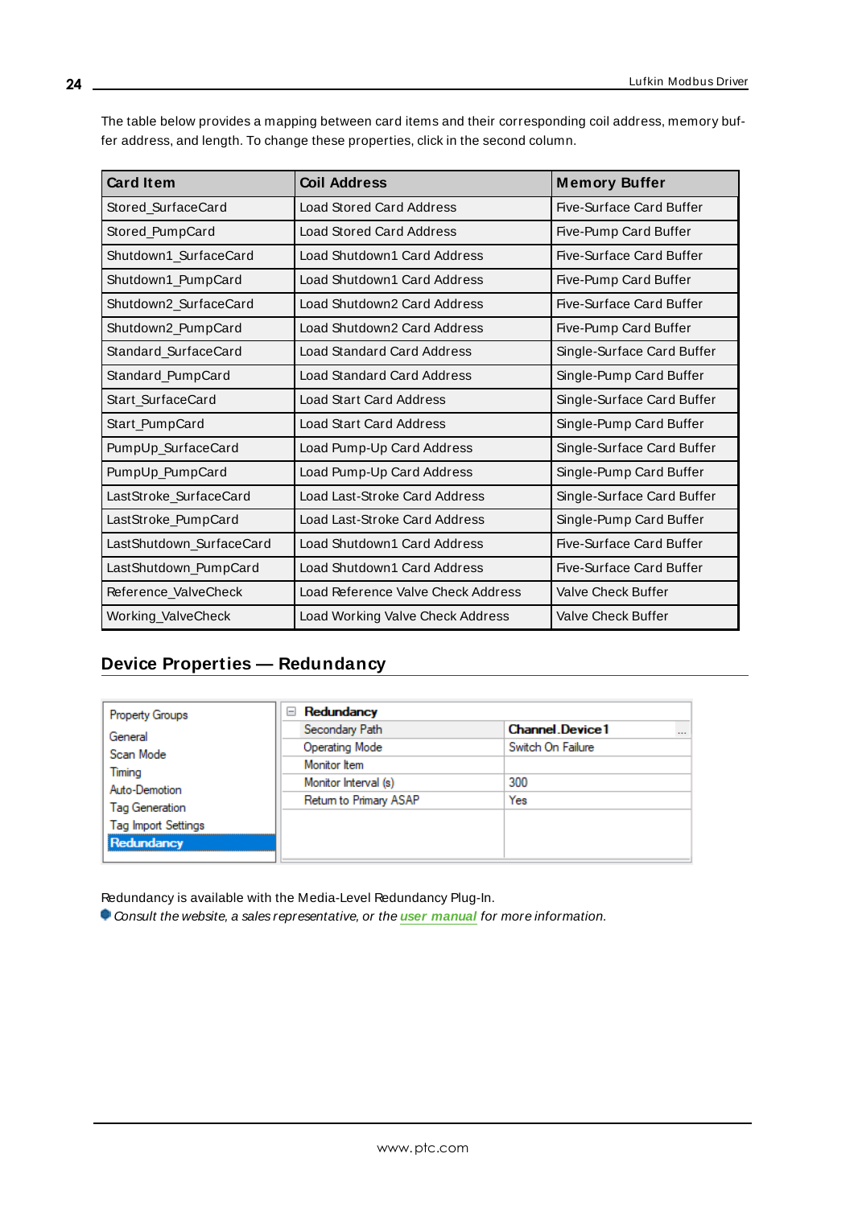The table below provides a mapping between card items and their corresponding coil address, memory buffer address, and length. To change these properties, click in the second column.

| Card Item | Coil Address | Memory Buffer |
|---|---|---|
| Stored_SurfaceCard | Load Stored Card Address | Five-Surface Card Buffer |
| Stored_PumpCard | Load Stored Card Address | Five-Pump Card Buffer |
| Shutdown1_SurfaceCard | Load Shutdown1 Card Address | Five-Surface Card Buffer |
| Shutdown1_PumpCard | Load Shutdown1 Card Address | Five-Pump Card Buffer |
| Shutdown2_SurfaceCard | Load Shutdown2 Card Address | Five-Surface Card Buffer |
| Shutdown2_PumpCard | Load Shutdown2 Card Address | Five-Pump Card Buffer |
| Standard_SurfaceCard | Load Standard Card Address | Single-Surface Card Buffer |
| Standard_PumpCard | Load Standard Card Address | Single-Pump Card Buffer |
| Start_SurfaceCard | Load Start Card Address | Single-Surface Card Buffer |
| Start_PumpCard | Load Start Card Address | Single-Pump Card Buffer |
| PumpUp_SurfaceCard | Load Pump-Up Card Address | Single-Surface Card Buffer |
| PumpUp_PumpCard | Load Pump-Up Card Address | Single-Pump Card Buffer |
| LastStroke_SurfaceCard | Load Last-Stroke Card Address | Single-Surface Card Buffer |
| LastStroke_PumpCard | Load Last-Stroke Card Address | Single-Pump Card Buffer |
| LastShutdown_SurfaceCard | Load Shutdown1 Card Address | Five-Surface Card Buffer |
| LastShutdown_PumpCard | Load Shutdown1 Card Address | Five-Surface Card Buffer |
| Reference_ValveCheck | Load Reference Valve Check Address | Valve Check Buffer |
| Working_ValveCheck | Load Working Valve Check Address | Valve Check Buffer |

## Device Properties — Redundancy

| Property Groups | Redundancy | |
|---|---|---|
| General | Secondary Path | Channel.Device1 |
| Scan Mode | Operating Mode | Switch On Failure |
| Timing | Monitor Item | |
| Auto-Demotion | Monitor Interval (s) | 300 |
| Tag Generation | Return to Primary ASAP | Yes |
| Tag Import Settings | | |
| **Redundancy** | | |

Redundancy is available with the Media-Level Redundancy Plug-In.

*Consult the website, a sales representative, or the* ***user manual*** *for more information.*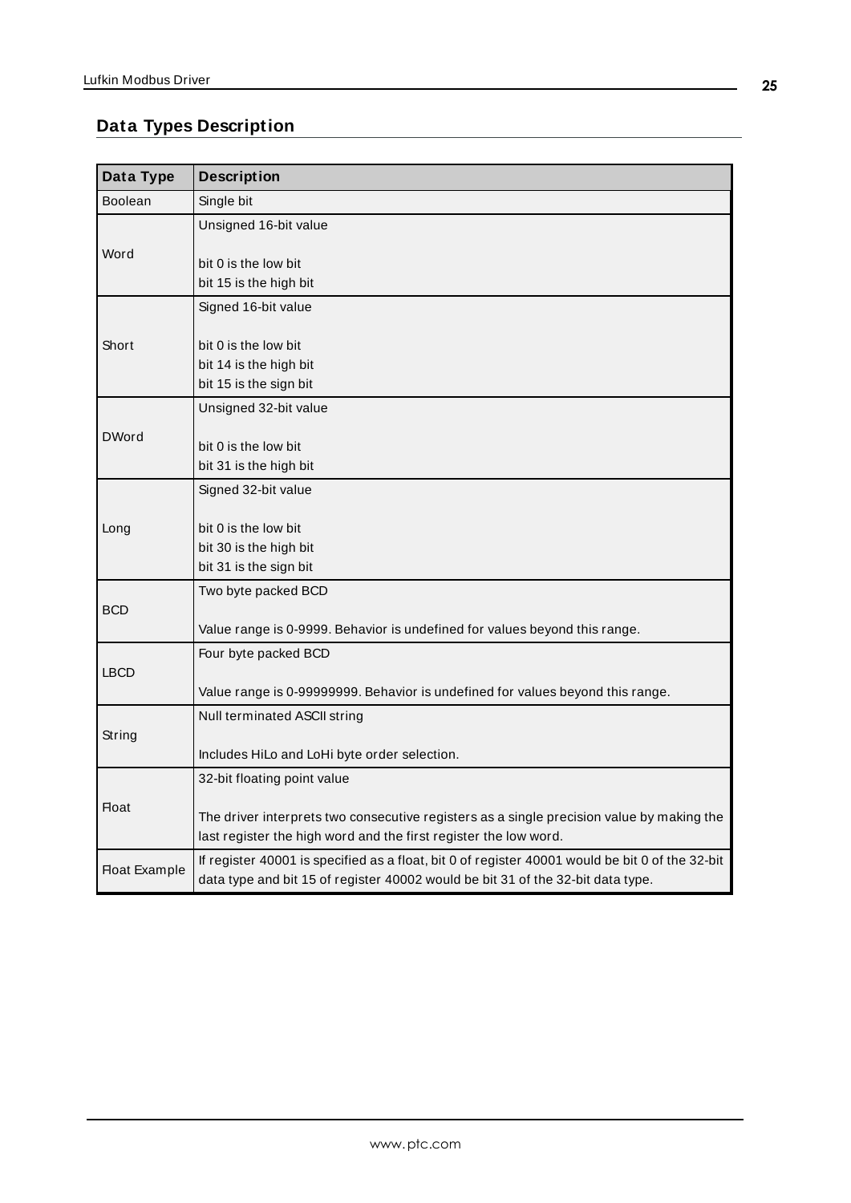## Data Types Description

| Data Type | Description |
|---|---|
| Boolean | Single bit |
| Word | Unsigned 16-bit value<br><br>bit 0 is the low bit<br>bit 15 is the high bit |
| Short | Signed 16-bit value<br><br>bit 0 is the low bit<br>bit 14 is the high bit<br>bit 15 is the sign bit |
| DWord | Unsigned 32-bit value<br><br>bit 0 is the low bit<br>bit 31 is the high bit |
| Long | Signed 32-bit value<br><br>bit 0 is the low bit<br>bit 30 is the high bit<br>bit 31 is the sign bit |
| BCD | Two byte packed BCD<br><br>Value range is 0-9999. Behavior is undefined for values beyond this range. |
| LBCD | Four byte packed BCD<br><br>Value range is 0-99999999. Behavior is undefined for values beyond this range. |
| String | Null terminated ASCII string<br><br>Includes HiLo and LoHi byte order selection. |
| Float | 32-bit floating point value<br><br>The driver interprets two consecutive registers as a single precision value by making the last register the high word and the first register the low word. |
| Float Example | If register 40001 is specified as a float, bit 0 of register 40001 would be bit 0 of the 32-bit data type and bit 15 of register 40002 would be bit 31 of the 32-bit data type. |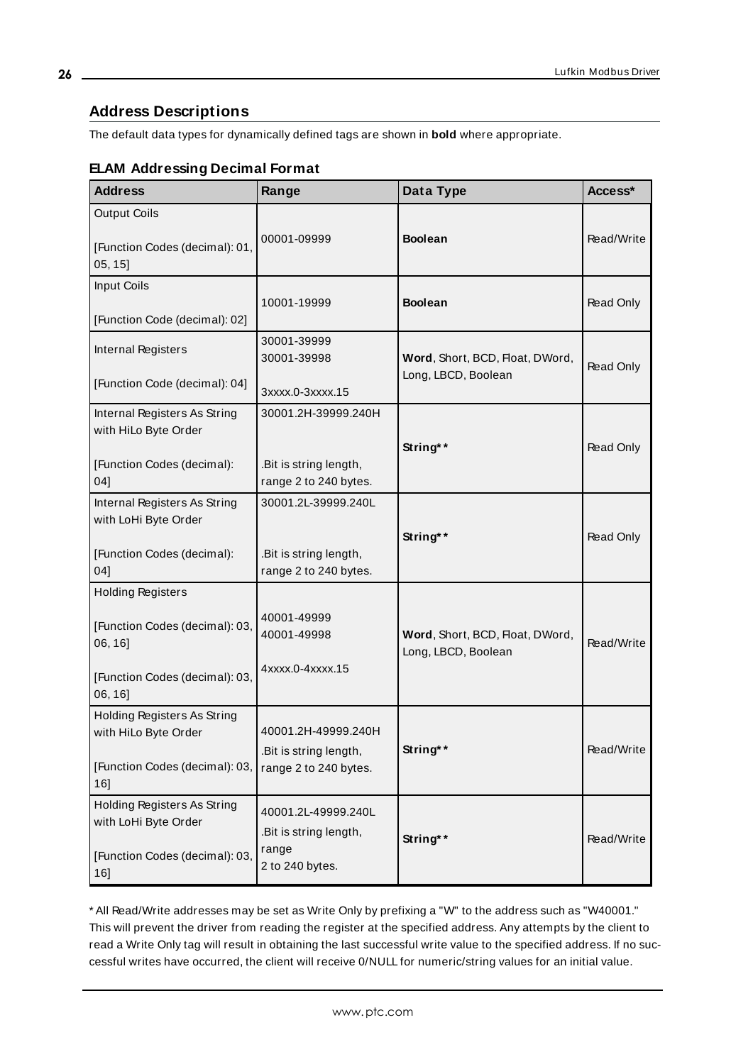## Address Descriptions

The default data types for dynamically defined tags are shown in **bold** where appropriate.

### ELAM Addressing Decimal Format

| Address | Range | Data Type | Access* |
|---|---|---|---|
| Output Coils<br><br>[Function Codes (decimal): 01, 05, 15] | 00001-09999 | **Boolean** | Read/Write |
| Input Coils<br><br>[Function Code (decimal): 02] | 10001-19999 | **Boolean** | Read Only |
| Internal Registers<br><br>[Function Code (decimal): 04] | 30001-39999<br>30001-39998<br><br>3xxxx.0-3xxxx.15 | **Word**, Short, BCD, Float, DWord, Long, LBCD, Boolean | Read Only |
| Internal Registers As String with HiLo Byte Order<br><br>[Function Codes (decimal): 04] | 30001.2H-39999.240H<br><br>.Bit is string length, range 2 to 240 bytes. | **String**** | Read Only |
| Internal Registers As String with LoHi Byte Order<br><br>[Function Codes (decimal): 04] | 30001.2L-39999.240L<br><br>.Bit is string length, range 2 to 240 bytes. | **String**** | Read Only |
| Holding Registers<br><br>[Function Codes (decimal): 03, 06, 16]<br><br>[Function Codes (decimal): 03, 06, 16] | 40001-49999<br>40001-49998<br><br>4xxxx.0-4xxxx.15 | **Word**, Short, BCD, Float, DWord, Long, LBCD, Boolean | Read/Write |
| Holding Registers As String with HiLo Byte Order<br><br>[Function Codes (decimal): 03, 16] | 40001.2H-49999.240H<br>.Bit is string length, range 2 to 240 bytes. | **String**** | Read/Write |
| Holding Registers As String with LoHi Byte Order<br><br>[Function Codes (decimal): 03, 16] | 40001.2L-49999.240L<br>.Bit is string length, range<br>2 to 240 bytes. | **String**** | Read/Write |

* All Read/Write addresses may be set as Write Only by prefixing a "W" to the address such as "W40001." This will prevent the driver from reading the register at the specified address. Any attempts by the client to read a Write Only tag will result in obtaining the last successful write value to the specified address. If no successful writes have occurred, the client will receive 0/NULL for numeric/string values for an initial value.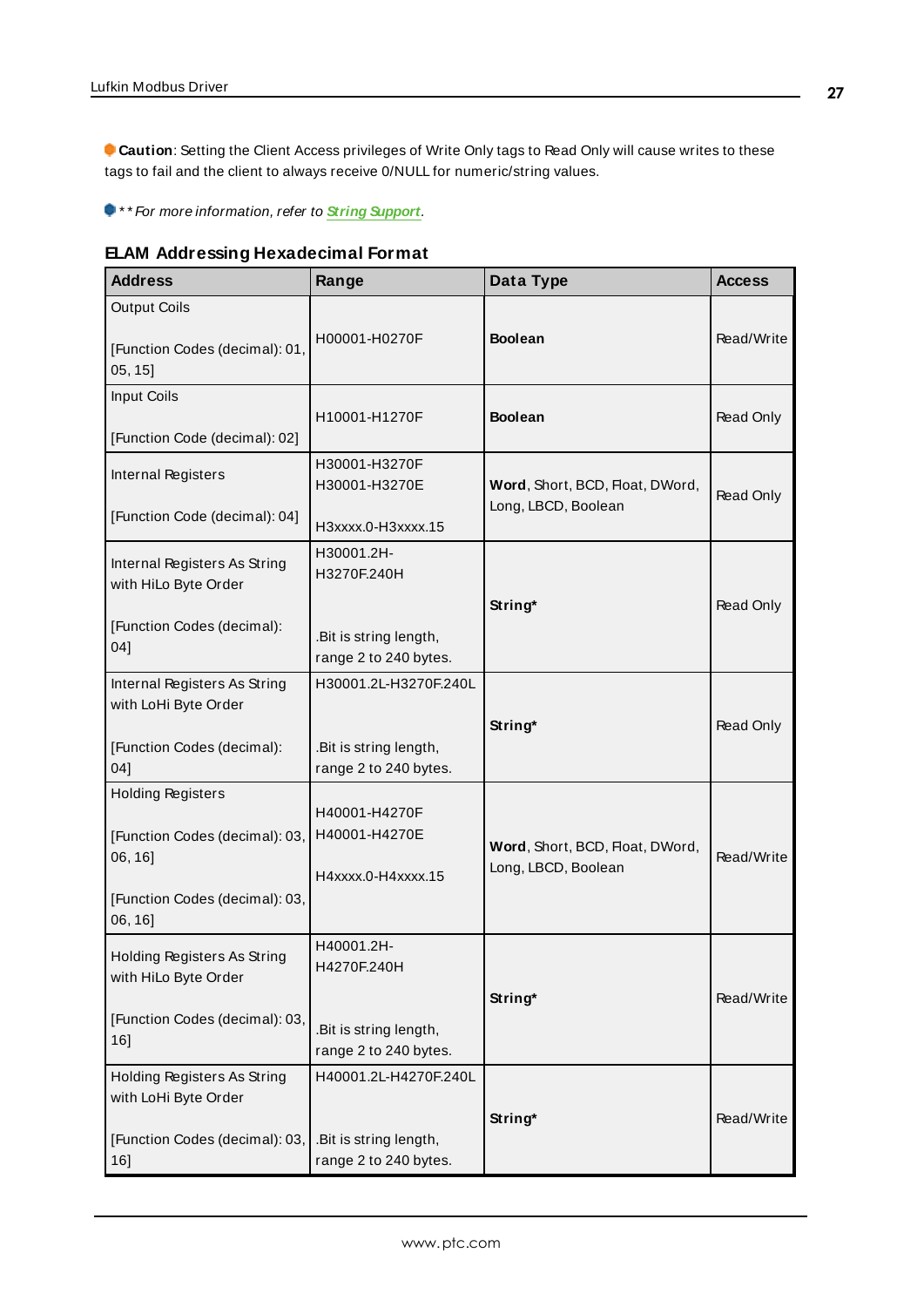**Caution**: Setting the Client Access privileges of Write Only tags to Read Only will cause writes to these tags to fail and the client to always receive 0/NULL for numeric/string values.

*** For more information, refer to [String Support](#).*

### ELAM Addressing Hexadecimal Format

| Address | Range | Data Type | Access |
|---|---|---|---|
| Output Coils<br><br>[Function Codes (decimal): 01, 05, 15] | H00001-H0270F | **Boolean** | Read/Write |
| Input Coils<br><br>[Function Code (decimal): 02] | H10001-H1270F | **Boolean** | Read Only |
| Internal Registers<br><br>[Function Code (decimal): 04] | H30001-H3270F<br>H30001-H3270E<br><br>H3xxxx.0-H3xxxx.15 | **Word**, Short, BCD, Float, DWord, Long, LBCD, Boolean | Read Only |
| Internal Registers As String with HiLo Byte Order<br><br>[Function Codes (decimal): 04] | H30001.2H-H3270F.240H<br><br>.Bit is string length, range 2 to 240 bytes. | **String*** | Read Only |
| Internal Registers As String with LoHi Byte Order<br><br>[Function Codes (decimal): 04] | H30001.2L-H3270F.240L<br><br>.Bit is string length, range 2 to 240 bytes. | **String*** | Read Only |
| Holding Registers<br><br>[Function Codes (decimal): 03, 06, 16]<br><br>[Function Codes (decimal): 03, 06, 16] | H40001-H4270F<br>H40001-H4270E<br><br>H4xxxx.0-H4xxxx.15 | **Word**, Short, BCD, Float, DWord, Long, LBCD, Boolean | Read/Write |
| Holding Registers As String with HiLo Byte Order<br><br>[Function Codes (decimal): 03, 16] | H40001.2H-H4270F.240H<br><br>.Bit is string length, range 2 to 240 bytes. | **String*** | Read/Write |
| Holding Registers As String with LoHi Byte Order<br><br>[Function Codes (decimal): 03, 16] | H40001.2L-H4270F.240L<br><br>.Bit is string length, range 2 to 240 bytes. | **String*** | Read/Write |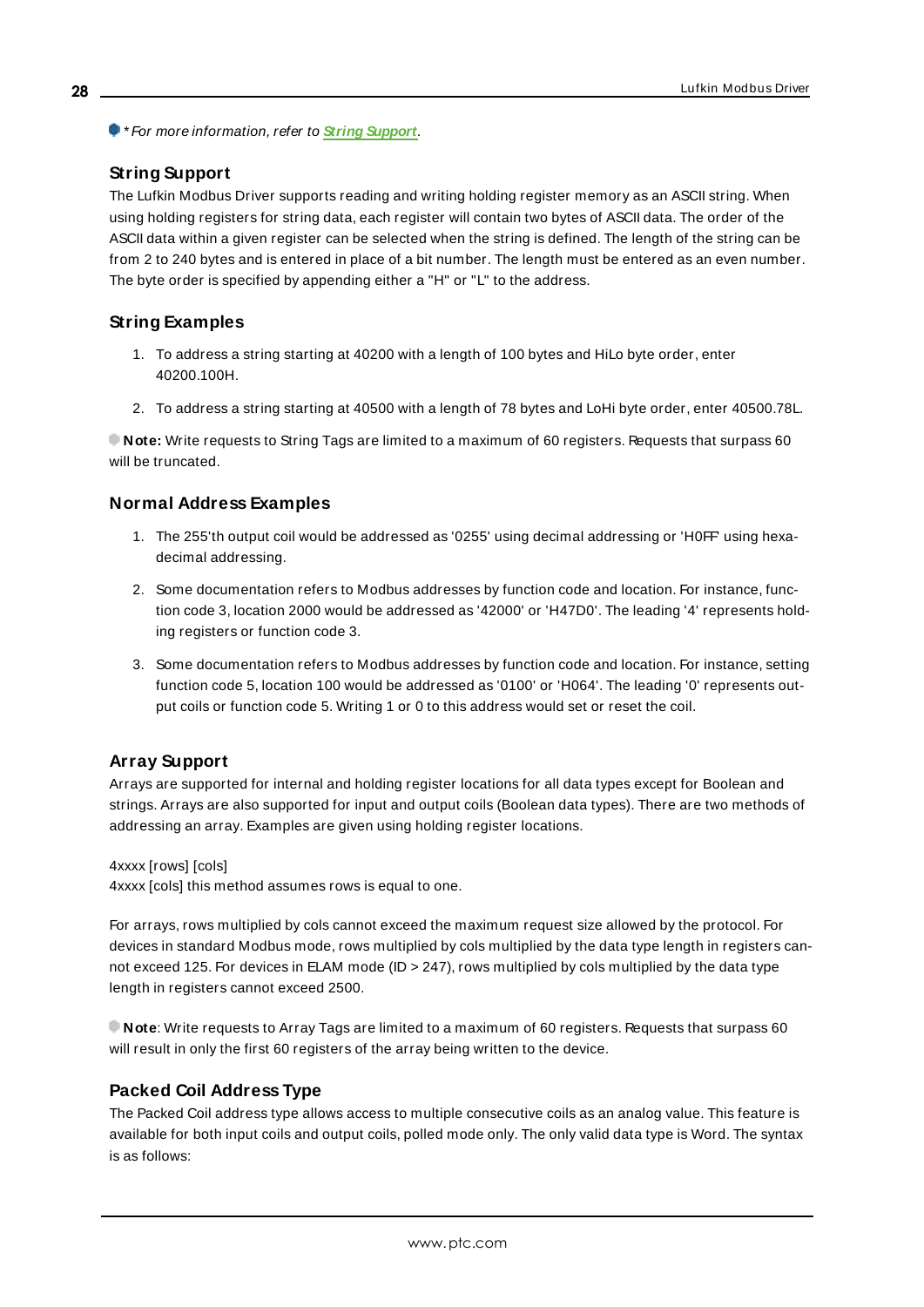* *For more information, refer to* ***String Support****.*

### String Support

The Lufkin Modbus Driver supports reading and writing holding register memory as an ASCII string. When using holding registers for string data, each register will contain two bytes of ASCII data. The order of the ASCII data within a given register can be selected when the string is defined. The length of the string can be from 2 to 240 bytes and is entered in place of a bit number. The length must be entered as an even number. The byte order is specified by appending either a "H" or "L" to the address.

### String Examples

1. To address a string starting at 40200 with a length of 100 bytes and HiLo byte order, enter 40200.100H.
2. To address a string starting at 40500 with a length of 78 bytes and LoHi byte order, enter 40500.78L.

**Note:** Write requests to String Tags are limited to a maximum of 60 registers. Requests that surpass 60 will be truncated.

### Normal Address Examples

1. The 255'th output coil would be addressed as '0255' using decimal addressing or 'H0FF' using hexadecimal addressing.
2. Some documentation refers to Modbus addresses by function code and location. For instance, function code 3, location 2000 would be addressed as '42000' or 'H47D0'. The leading '4' represents holding registers or function code 3.
3. Some documentation refers to Modbus addresses by function code and location. For instance, setting function code 5, location 100 would be addressed as '0100' or 'H064'. The leading '0' represents output coils or function code 5. Writing 1 or 0 to this address would set or reset the coil.

### Array Support

Arrays are supported for internal and holding register locations for all data types except for Boolean and strings. Arrays are also supported for input and output coils (Boolean data types). There are two methods of addressing an array. Examples are given using holding register locations.

4xxxx [rows] [cols]
4xxxx [cols] this method assumes rows is equal to one.

For arrays, rows multiplied by cols cannot exceed the maximum request size allowed by the protocol. For devices in standard Modbus mode, rows multiplied by cols multiplied by the data type length in registers cannot exceed 125. For devices in ELAM mode (ID > 247), rows multiplied by cols multiplied by the data type length in registers cannot exceed 2500.

**Note**: Write requests to Array Tags are limited to a maximum of 60 registers. Requests that surpass 60 will result in only the first 60 registers of the array being written to the device.

### Packed Coil Address Type

The Packed Coil address type allows access to multiple consecutive coils as an analog value. This feature is available for both input coils and output coils, polled mode only. The only valid data type is Word. The syntax is as follows: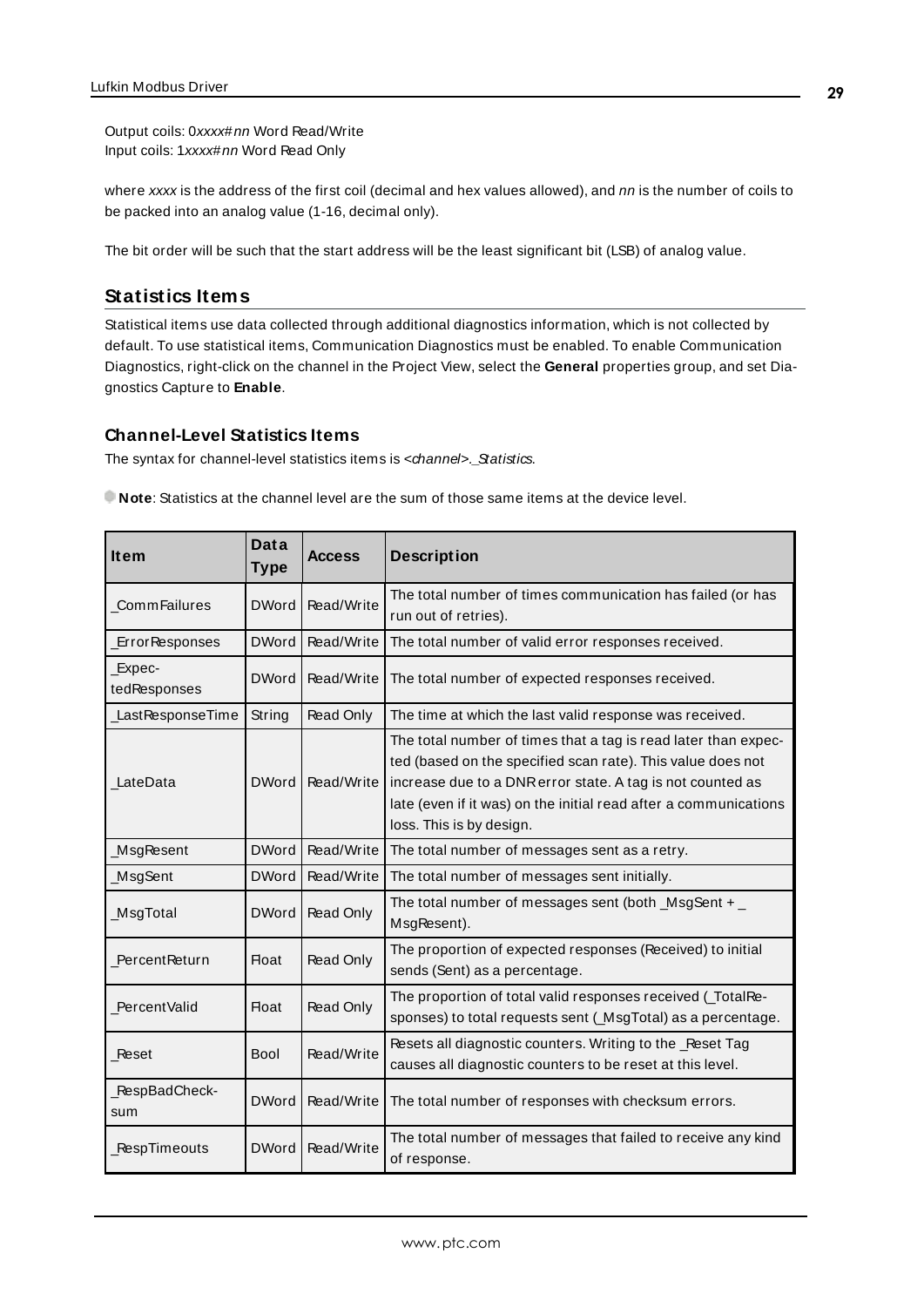Output coils: 0*xxxx*#*nn* Word Read/Write
Input coils: 1*xxxx*#*nn* Word Read Only

where *xxxx* is the address of the first coil (decimal and hex values allowed), and *nn* is the number of coils to be packed into an analog value (1-16, decimal only).

The bit order will be such that the start address will be the least significant bit (LSB) of analog value.

## Statistics Items

Statistical items use data collected through additional diagnostics information, which is not collected by default. To use statistical items, Communication Diagnostics must be enabled. To enable Communication Diagnostics, right-click on the channel in the Project View, select the **General** properties group, and set Diagnostics Capture to **Enable**.

### Channel-Level Statistics Items

The syntax for channel-level statistics items is *<channel>._Statistics*.

**Note**: Statistics at the channel level are the sum of those same items at the device level.

| Item | Data Type | Access | Description |
|---|---|---|---|
| _CommFailures | DWord | Read/Write | The total number of times communication has failed (or has run out of retries). |
| _ErrorResponses | DWord | Read/Write | The total number of valid error responses received. |
| _ExpectedResponses | DWord | Read/Write | The total number of expected responses received. |
| _LastResponseTime | String | Read Only | The time at which the last valid response was received. |
| _LateData | DWord | Read/Write | The total number of times that a tag is read later than expected (based on the specified scan rate). This value does not increase due to a DNR error state. A tag is not counted as late (even if it was) on the initial read after a communications loss. This is by design. |
| _MsgResent | DWord | Read/Write | The total number of messages sent as a retry. |
| _MsgSent | DWord | Read/Write | The total number of messages sent initially. |
| _MsgTotal | DWord | Read Only | The total number of messages sent (both _MsgSent + _MsgResent). |
| _PercentReturn | Float | Read Only | The proportion of expected responses (Received) to initial sends (Sent) as a percentage. |
| _PercentValid | Float | Read Only | The proportion of total valid responses received (_TotalResponses) to total requests sent (_MsgTotal) as a percentage. |
| _Reset | Bool | Read/Write | Resets all diagnostic counters. Writing to the _Reset Tag causes all diagnostic counters to be reset at this level. |
| _RespBadChecksum | DWord | Read/Write | The total number of responses with checksum errors. |
| _RespTimeouts | DWord | Read/Write | The total number of messages that failed to receive any kind of response. |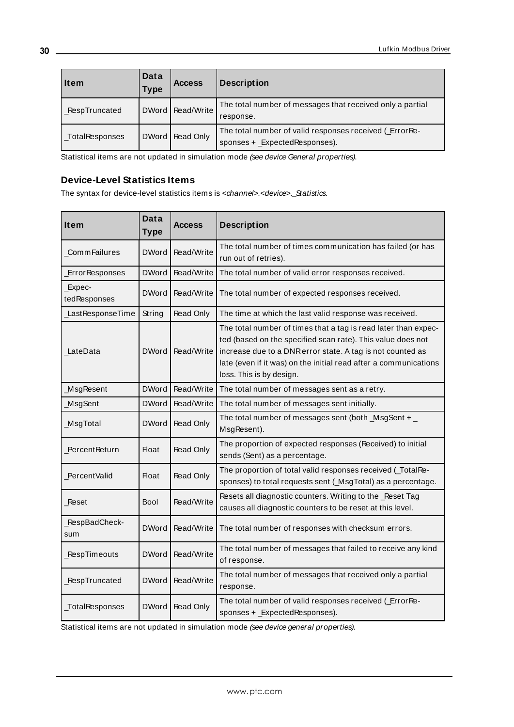| Item | Data Type | Access | Description |
|---|---|---|---|
| _RespTruncated | DWord | Read/Write | The total number of messages that received only a partial response. |
| _TotalResponses | DWord | Read Only | The total number of valid responses received (_ErrorResponses + _ExpectedResponses). |

Statistical items are not updated in simulation mode *(see device General properties)*.

### Device-Level Statistics Items

The syntax for device-level statistics items is *<channel>.<device>._Statistics*.

| Item | Data Type | Access | Description |
|---|---|---|---|
| _CommFailures | DWord | Read/Write | The total number of times communication has failed (or has run out of retries). |
| _ErrorResponses | DWord | Read/Write | The total number of valid error responses received. |
| _ExpectedResponses | DWord | Read/Write | The total number of expected responses received. |
| _LastResponseTime | String | Read Only | The time at which the last valid response was received. |
| _LateData | DWord | Read/Write | The total number of times that a tag is read later than expected (based on the specified scan rate). This value does not increase due to a DNR error state. A tag is not counted as late (even if it was) on the initial read after a communications loss. This is by design. |
| _MsgResent | DWord | Read/Write | The total number of messages sent as a retry. |
| _MsgSent | DWord | Read/Write | The total number of messages sent initially. |
| _MsgTotal | DWord | Read Only | The total number of messages sent (both _MsgSent + _MsgResent). |
| _PercentReturn | Float | Read Only | The proportion of expected responses (Received) to initial sends (Sent) as a percentage. |
| _PercentValid | Float | Read Only | The proportion of total valid responses received (_TotalResponses) to total requests sent (_MsgTotal) as a percentage. |
| _Reset | Bool | Read/Write | Resets all diagnostic counters. Writing to the _Reset Tag causes all diagnostic counters to be reset at this level. |
| _RespBadChecksum | DWord | Read/Write | The total number of responses with checksum errors. |
| _RespTimeouts | DWord | Read/Write | The total number of messages that failed to receive any kind of response. |
| _RespTruncated | DWord | Read/Write | The total number of messages that received only a partial response. |
| _TotalResponses | DWord | Read Only | The total number of valid responses received (_ErrorResponses + _ExpectedResponses). |

Statistical items are not updated in simulation mode *(see device general properties)*.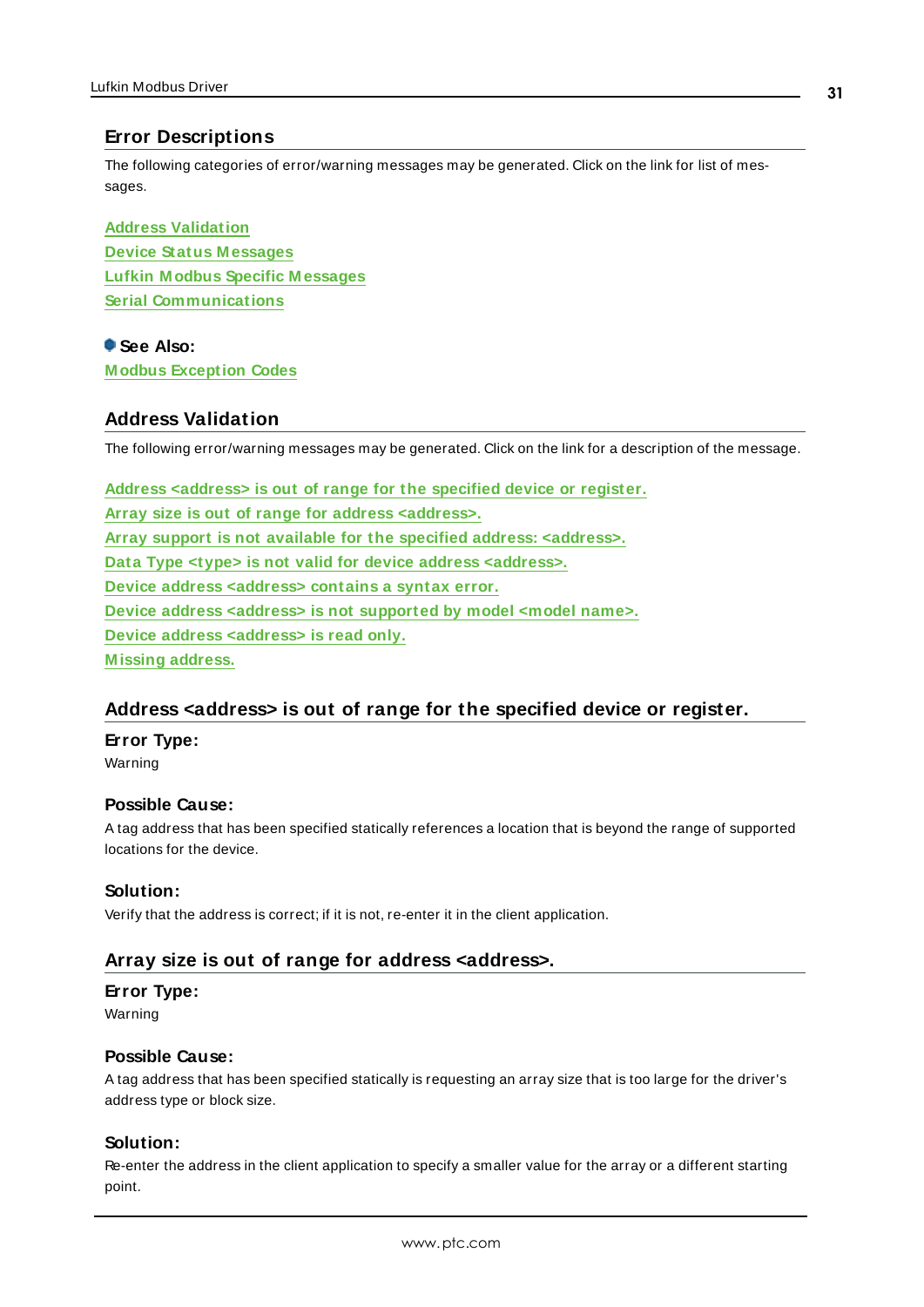## Error Descriptions

The following categories of error/warning messages may be generated. Click on the link for list of messages.

**Address Validation**
**Device Status Messages**
**Lufkin Modbus Specific Messages**
**Serial Communications**

**See Also:**
**Modbus Exception Codes**

## Address Validation

The following error/warning messages may be generated. Click on the link for a description of the message.

**Address <address> is out of range for the specified device or register.**
**Array size is out of range for address <address>.**
**Array support is not available for the specified address: <address>.**
**Data Type <type> is not valid for device address <address>.**
**Device address <address> contains a syntax error.**
**Device address <address> is not supported by model <model name>.**
**Device address <address> is read only.**
**Missing address.**

### Address <address> is out of range for the specified device or register.

**Error Type:**
Warning

**Possible Cause:**
A tag address that has been specified statically references a location that is beyond the range of supported locations for the device.

**Solution:**
Verify that the address is correct; if it is not, re-enter it in the client application.

### Array size is out of range for address <address>.

**Error Type:**
Warning

**Possible Cause:**
A tag address that has been specified statically is requesting an array size that is too large for the driver's address type or block size.

**Solution:**
Re-enter the address in the client application to specify a smaller value for the array or a different starting point.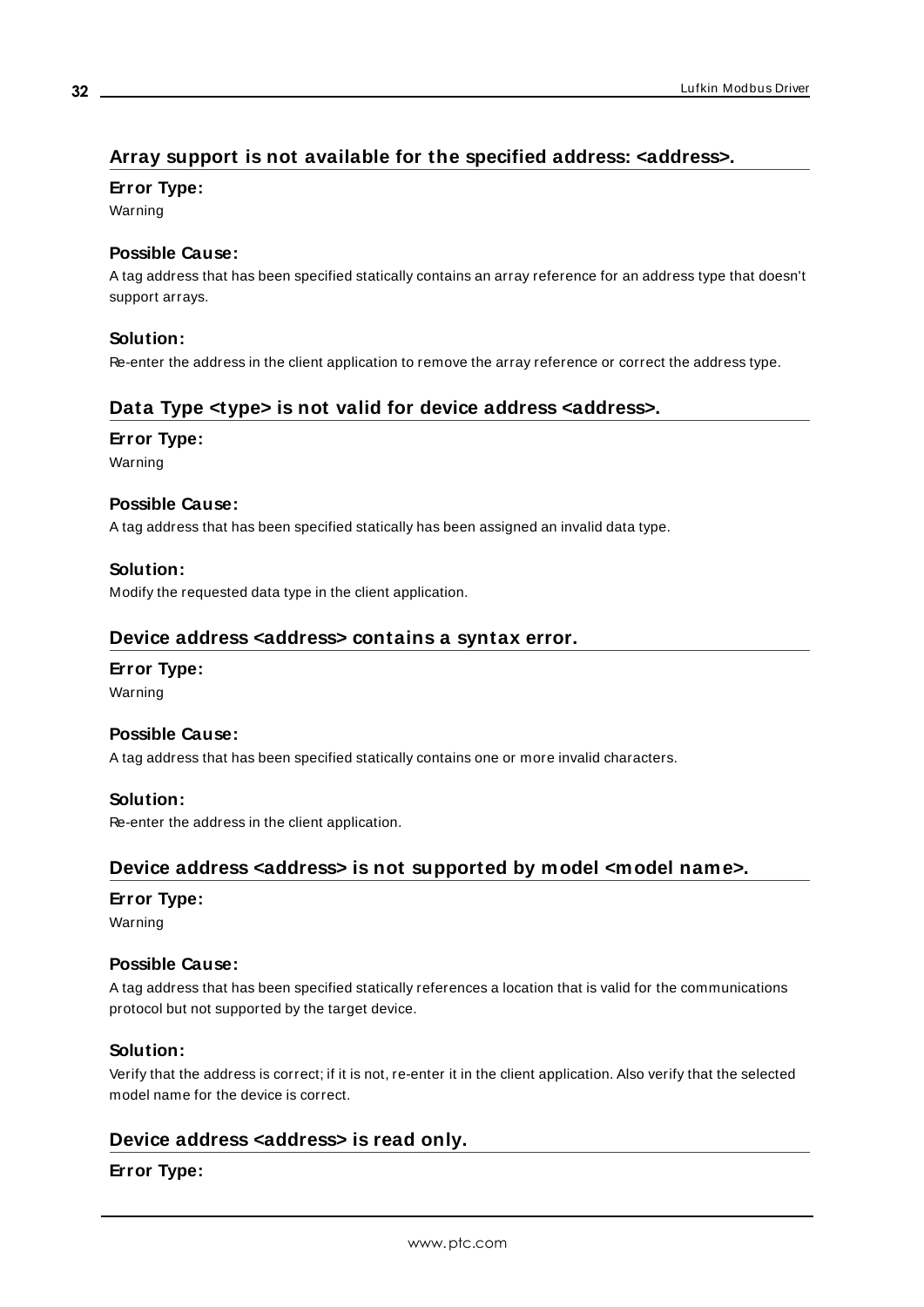## Array support is not available for the specified address: <address>.

**Error Type:**

Warning

**Possible Cause:**

A tag address that has been specified statically contains an array reference for an address type that doesn't support arrays.

**Solution:**

Re-enter the address in the client application to remove the array reference or correct the address type.

## Data Type <type> is not valid for device address <address>.

**Error Type:**

Warning

**Possible Cause:**

A tag address that has been specified statically has been assigned an invalid data type.

**Solution:**

Modify the requested data type in the client application.

## Device address <address> contains a syntax error.

**Error Type:**

Warning

**Possible Cause:**

A tag address that has been specified statically contains one or more invalid characters.

**Solution:**

Re-enter the address in the client application.

## Device address <address> is not supported by model <model name>.

**Error Type:**

Warning

**Possible Cause:**

A tag address that has been specified statically references a location that is valid for the communications protocol but not supported by the target device.

**Solution:**

Verify that the address is correct; if it is not, re-enter it in the client application. Also verify that the selected model name for the device is correct.

## Device address <address> is read only.

**Error Type:**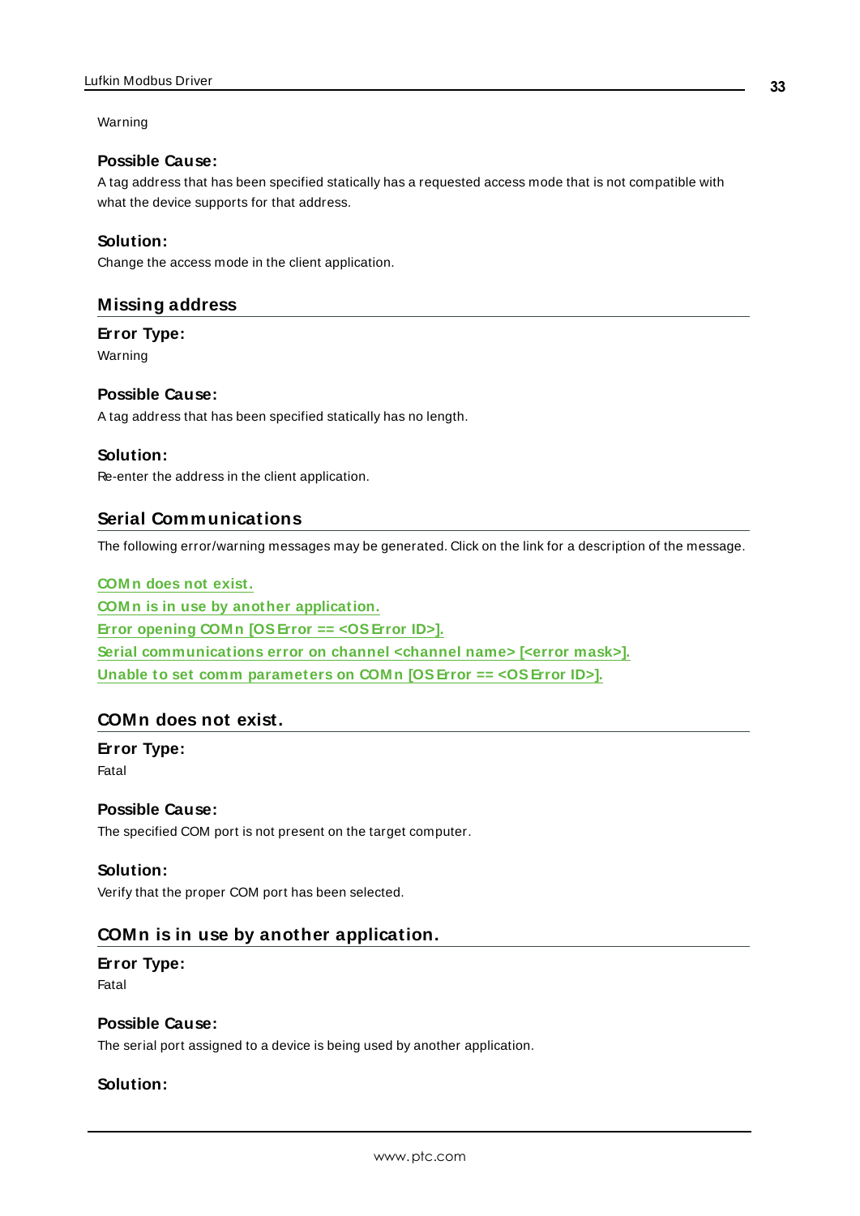Warning

#### Possible Cause:

A tag address that has been specified statically has a requested access mode that is not compatible with what the device supports for that address.

#### Solution:

Change the access mode in the client application.

### Missing address

#### Error Type:

Warning

#### Possible Cause:

A tag address that has been specified statically has no length.

#### Solution:

Re-enter the address in the client application.

## Serial Communications

The following error/warning messages may be generated. Click on the link for a description of the message.

COMn does not exist.
COMn is in use by another application.
Error opening COMn [OS Error == <OS Error ID>].
Serial communications error on channel <channel name> [<error mask>].
Unable to set comm parameters on COMn [OS Error == <OS Error ID>].

### COMn does not exist.

#### Error Type:

Fatal

#### Possible Cause:

The specified COM port is not present on the target computer.

#### Solution:

Verify that the proper COM port has been selected.

### COMn is in use by another application.

#### Error Type:

Fatal

#### Possible Cause:

The serial port assigned to a device is being used by another application.

#### Solution: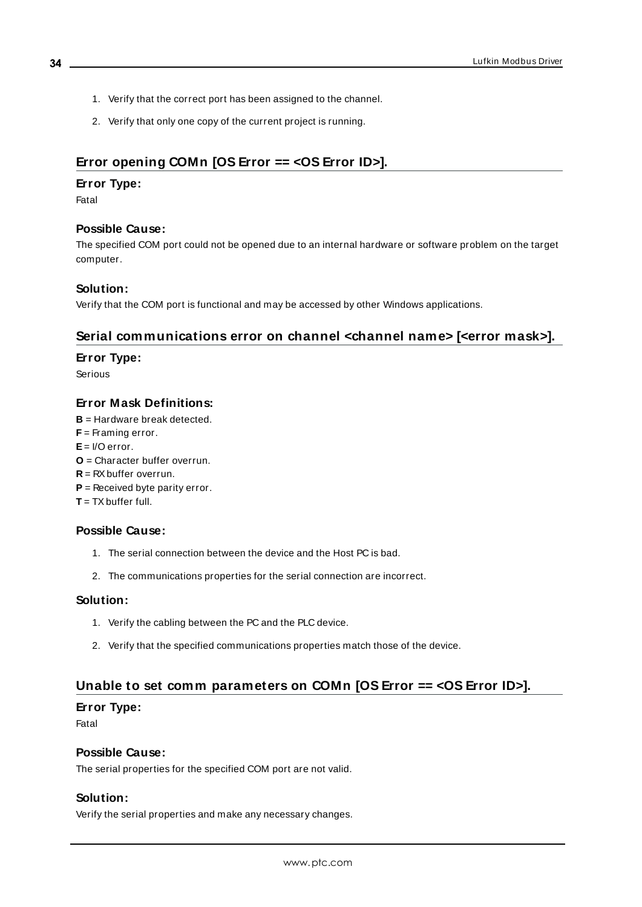1. Verify that the correct port has been assigned to the channel.
2. Verify that only one copy of the current project is running.

## Error opening COMn [OS Error == <OS Error ID>].

### Error Type:

Fatal

### Possible Cause:

The specified COM port could not be opened due to an internal hardware or software problem on the target computer.

### Solution:

Verify that the COM port is functional and may be accessed by other Windows applications.

## Serial communications error on channel <channel name> [<error mask>].

### Error Type:

Serious

### Error Mask Definitions:

**B** = Hardware break detected.
**F** = Framing error.
**E** = I/O error.
**O** = Character buffer overrun.
**R** = RX buffer overrun.
**P** = Received byte parity error.
**T** = TX buffer full.

### Possible Cause:

1. The serial connection between the device and the Host PC is bad.
2. The communications properties for the serial connection are incorrect.

### Solution:

1. Verify the cabling between the PC and the PLC device.
2. Verify that the specified communications properties match those of the device.

## Unable to set comm parameters on COMn [OS Error == <OS Error ID>].

### Error Type:

Fatal

### Possible Cause:

The serial properties for the specified COM port are not valid.

### Solution:

Verify the serial properties and make any necessary changes.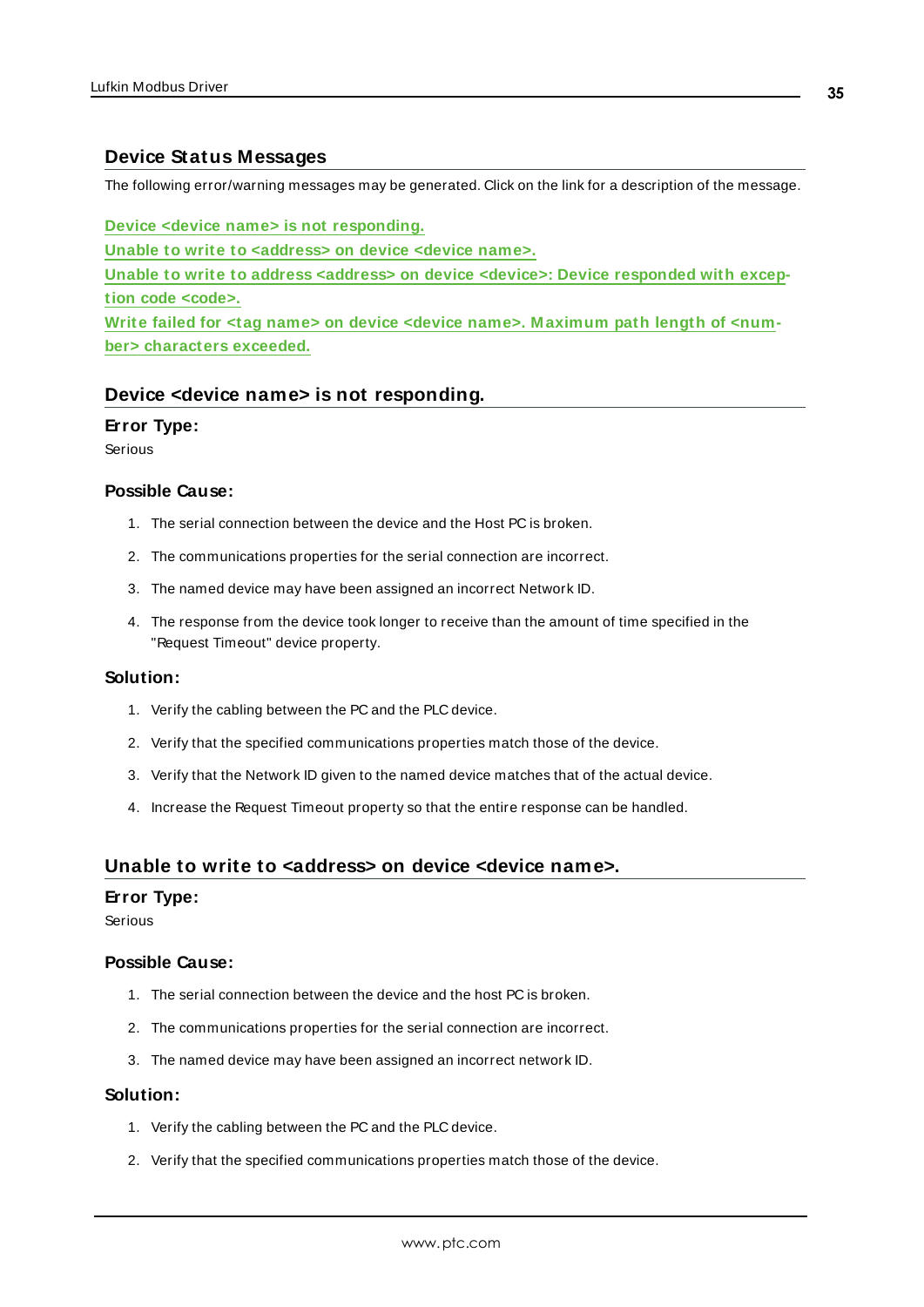## Device Status Messages

The following error/warning messages may be generated. Click on the link for a description of the message.

**Device <device name> is not responding.**
**Unable to write to <address> on device <device name>.**
**Unable to write to address <address> on device <device>: Device responded with exception code <code>.**
**Write failed for <tag name> on device <device name>. Maximum path length of <number> characters exceeded.**

### Device <device name> is not responding.

#### Error Type:

Serious

#### Possible Cause:

1. The serial connection between the device and the Host PC is broken.
2. The communications properties for the serial connection are incorrect.
3. The named device may have been assigned an incorrect Network ID.
4. The response from the device took longer to receive than the amount of time specified in the "Request Timeout" device property.

#### Solution:

1. Verify the cabling between the PC and the PLC device.
2. Verify that the specified communications properties match those of the device.
3. Verify that the Network ID given to the named device matches that of the actual device.
4. Increase the Request Timeout property so that the entire response can be handled.

### Unable to write to <address> on device <device name>.

#### Error Type:

Serious

#### Possible Cause:

1. The serial connection between the device and the host PC is broken.
2. The communications properties for the serial connection are incorrect.
3. The named device may have been assigned an incorrect network ID.

#### Solution:

1. Verify the cabling between the PC and the PLC device.
2. Verify that the specified communications properties match those of the device.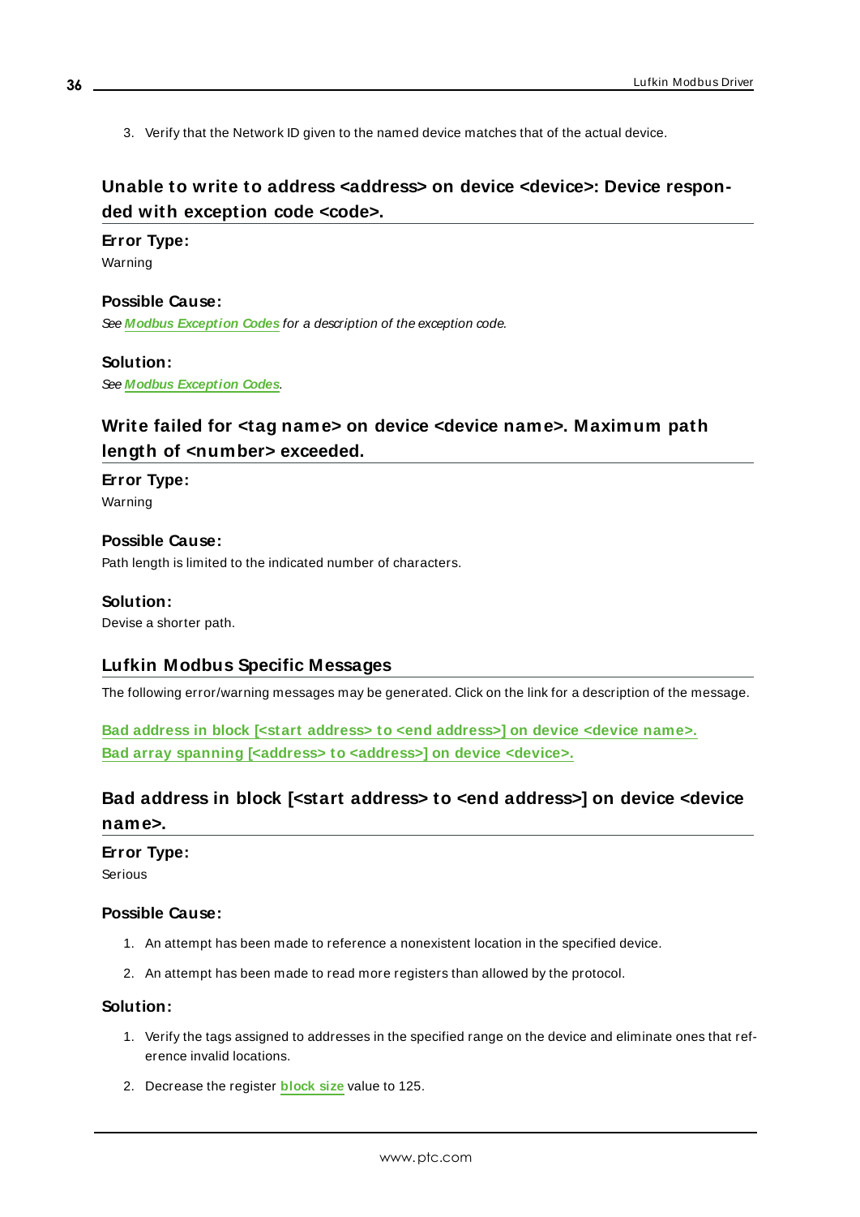3. Verify that the Network ID given to the named device matches that of the actual device.

## Unable to write to address <address> on device <device>: Device responded with exception code <code>.

**Error Type:**
Warning

**Possible Cause:**
*See* ***Modbus Exception Codes*** *for a description of the exception code.*

**Solution:**
*See* ***Modbus Exception Codes****.*

## Write failed for <tag name> on device <device name>. Maximum path length of <number> exceeded.

**Error Type:**
Warning

**Possible Cause:**
Path length is limited to the indicated number of characters.

**Solution:**
Devise a shorter path.

## Lufkin Modbus Specific Messages

The following error/warning messages may be generated. Click on the link for a description of the message.

**Bad address in block [<start address> to <end address>] on device <device name>.**
**Bad array spanning [<address> to <address>] on device <device>.**

## Bad address in block [<start address> to <end address>] on device <device name>.

**Error Type:**
Serious

**Possible Cause:**

1. An attempt has been made to reference a nonexistent location in the specified device.
2. An attempt has been made to read more registers than allowed by the protocol.

**Solution:**

1. Verify the tags assigned to addresses in the specified range on the device and eliminate ones that reference invalid locations.
2. Decrease the register **block size** value to 125.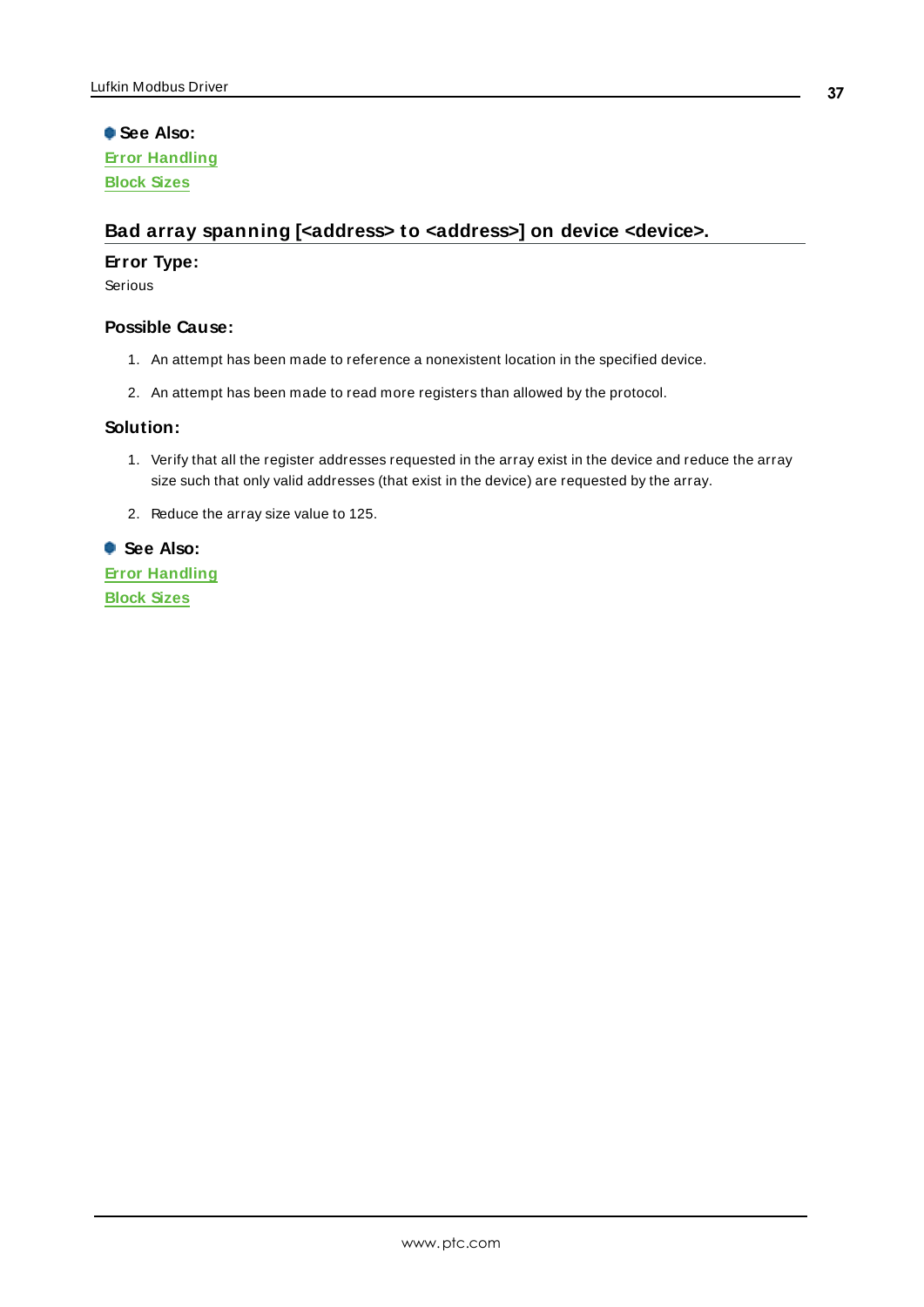**See Also:**

[Error Handling]

[Block Sizes]

### Bad array spanning [<address> to <address>] on device <device>.

**Error Type:**

Serious

**Possible Cause:**

1. An attempt has been made to reference a nonexistent location in the specified device.
2. An attempt has been made to read more registers than allowed by the protocol.

**Solution:**

1. Verify that all the register addresses requested in the array exist in the device and reduce the array size such that only valid addresses (that exist in the device) are requested by the array.
2. Reduce the array size value to 125.

**See Also:**

[Error Handling]

[Block Sizes]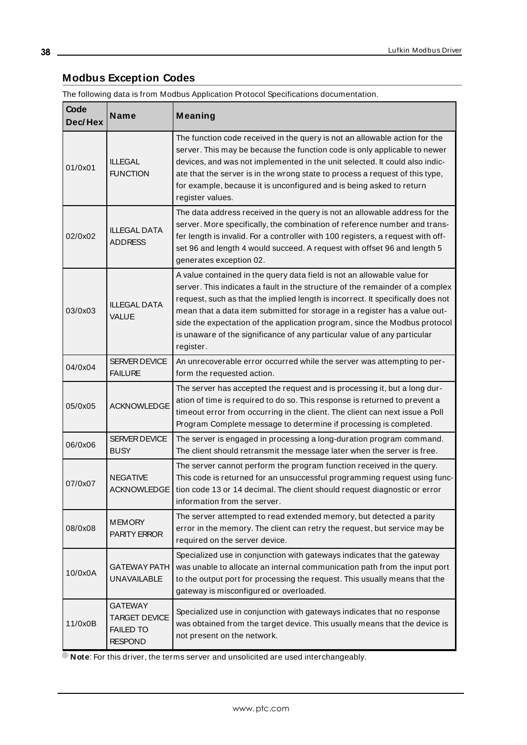## Modbus Exception Codes

The following data is from Modbus Application Protocol Specifications documentation.

| Code Dec/Hex | Name | Meaning |
|---|---|---|
| 01/0x01 | ILLEGAL FUNCTION | The function code received in the query is not an allowable action for the server. This may be because the function code is only applicable to newer devices, and was not implemented in the unit selected. It could also indicate that the server is in the wrong state to process a request of this type, for example, because it is unconfigured and is being asked to return register values. |
| 02/0x02 | ILLEGAL DATA ADDRESS | The data address received in the query is not an allowable address for the server. More specifically, the combination of reference number and transfer length is invalid. For a controller with 100 registers, a request with offset 96 and length 4 would succeed. A request with offset 96 and length 5 generates exception 02. |
| 03/0x03 | ILLEGAL DATA VALUE | A value contained in the query data field is not an allowable value for server. This indicates a fault in the structure of the remainder of a complex request, such as that the implied length is incorrect. It specifically does not mean that a data item submitted for storage in a register has a value outside the expectation of the application program, since the Modbus protocol is unaware of the significance of any particular value of any particular register. |
| 04/0x04 | SERVER DEVICE FAILURE | An unrecoverable error occurred while the server was attempting to perform the requested action. |
| 05/0x05 | ACKNOWLEDGE | The server has accepted the request and is processing it, but a long duration of time is required to do so. This response is returned to prevent a timeout error from occurring in the client. The client can next issue a Poll Program Complete message to determine if processing is completed. |
| 06/0x06 | SERVER DEVICE BUSY | The server is engaged in processing a long-duration program command. The client should retransmit the message later when the server is free. |
| 07/0x07 | NEGATIVE ACKNOWLEDGE | The server cannot perform the program function received in the query. This code is returned for an unsuccessful programming request using function code 13 or 14 decimal. The client should request diagnostic or error information from the server. |
| 08/0x08 | MEMORY PARITY ERROR | The server attempted to read extended memory, but detected a parity error in the memory. The client can retry the request, but service may be required on the server device. |
| 10/0x0A | GATEWAY PATH UNAVAILABLE | Specialized use in conjunction with gateways indicates that the gateway was unable to allocate an internal communication path from the input port to the output port for processing the request. This usually means that the gateway is misconfigured or overloaded. |
| 11/0x0B | GATEWAY TARGET DEVICE FAILED TO RESPOND | Specialized use in conjunction with gateways indicates that no response was obtained from the target device. This usually means that the device is not present on the network. |

**Note**: For this driver, the terms server and unsolicited are used interchangeably.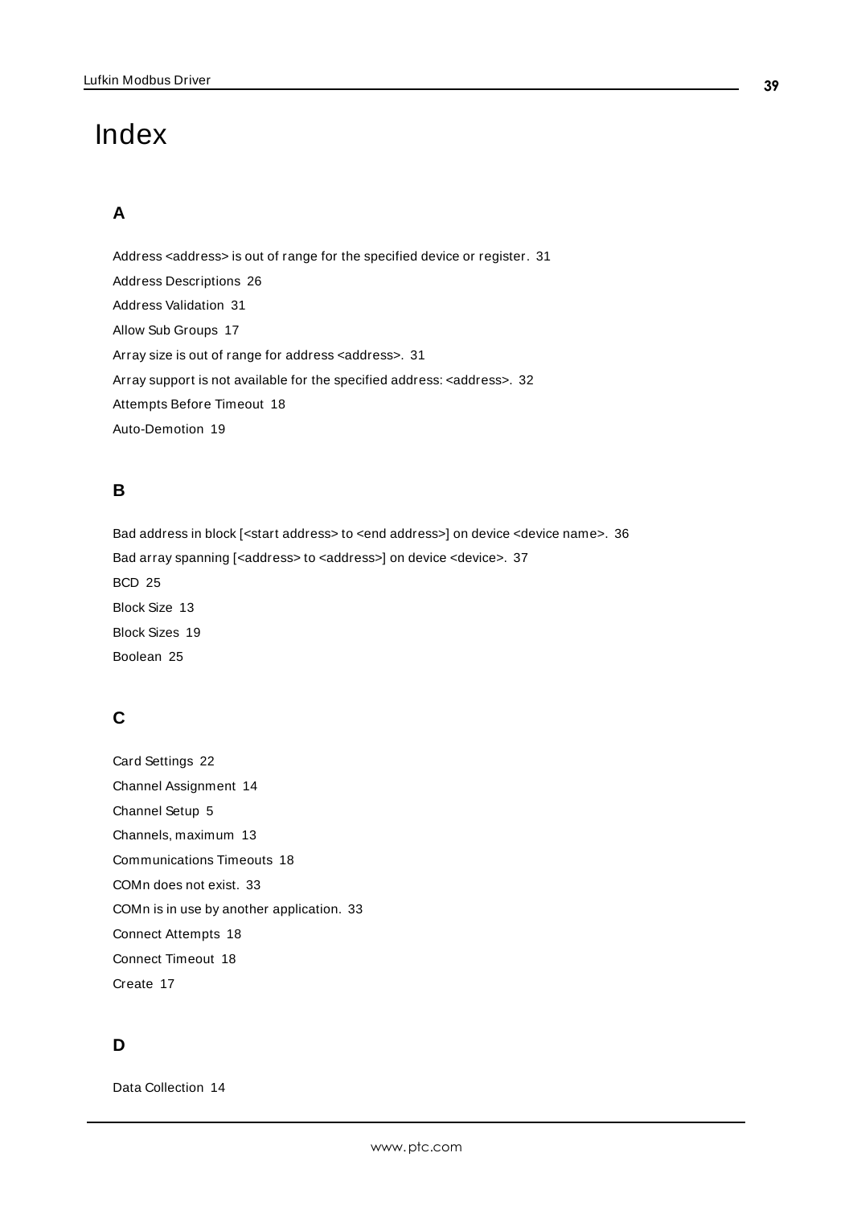# Index

## A

Address <address> is out of range for the specified device or register. 31

Address Descriptions 26

Address Validation 31

Allow Sub Groups 17

Array size is out of range for address <address>. 31

Array support is not available for the specified address: <address>. 32

Attempts Before Timeout 18

Auto-Demotion 19

## B

Bad address in block [<start address> to <end address>] on device <device name>. 36

Bad array spanning [<address> to <address>] on device <device>. 37

BCD 25

Block Size 13

Block Sizes 19

Boolean 25

## C

Card Settings 22

Channel Assignment 14

Channel Setup 5

Channels, maximum 13

Communications Timeouts 18

COMn does not exist. 33

COMn is in use by another application. 33

Connect Attempts 18

Connect Timeout 18

Create 17

## D

Data Collection 14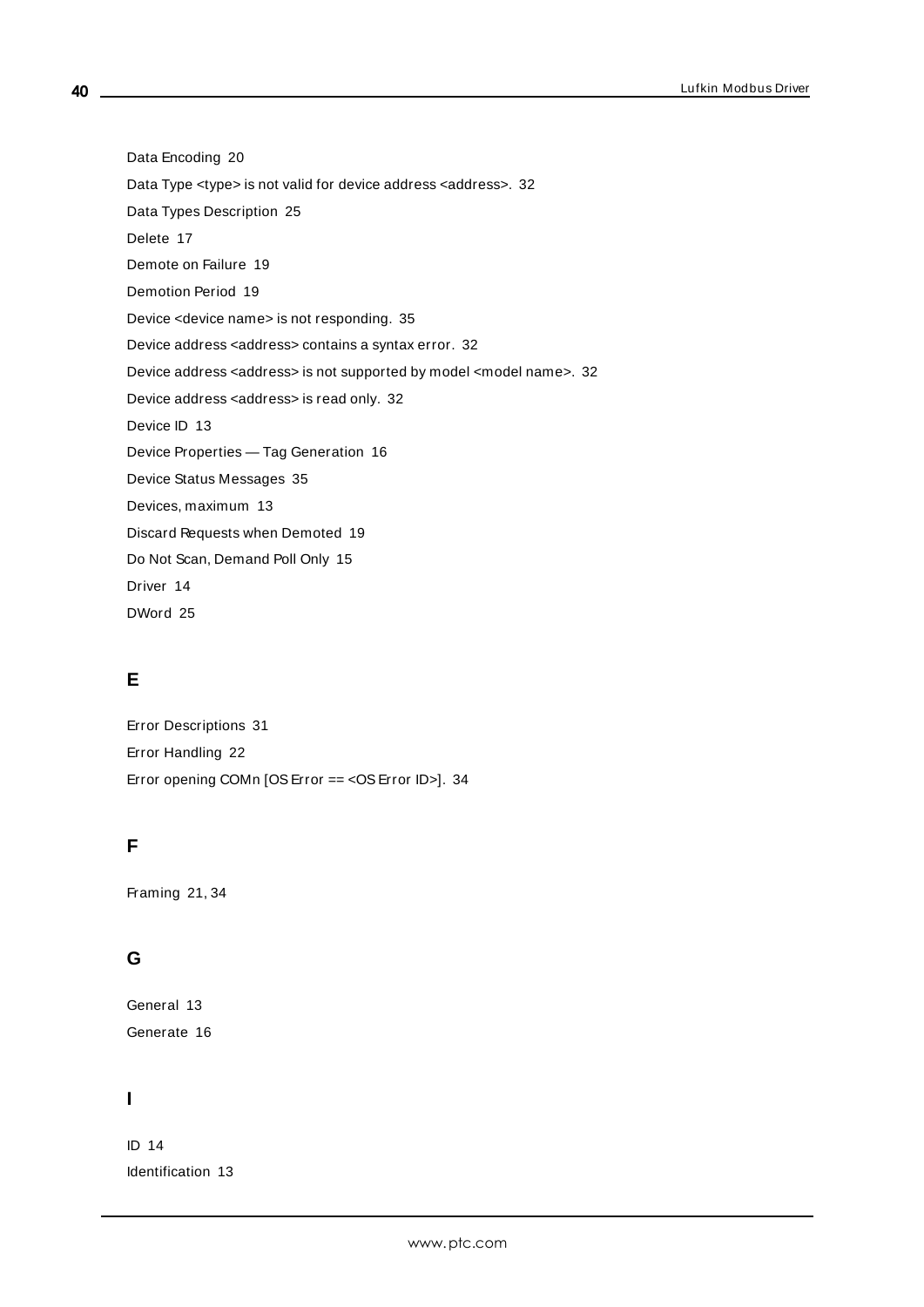Data Encoding 20

Data Type <type> is not valid for device address <address>. 32

Data Types Description 25

Delete 17

Demote on Failure 19

Demotion Period 19

Device <device name> is not responding. 35

Device address <address> contains a syntax error. 32

Device address <address> is not supported by model <model name>. 32

Device address <address> is read only. 32

Device ID 13

Device Properties — Tag Generation 16

Device Status Messages 35

Devices, maximum 13

Discard Requests when Demoted 19

Do Not Scan, Demand Poll Only 15

Driver 14

DWord 25

## E

Error Descriptions 31

Error Handling 22

Error opening COMn [OS Error == <OS Error ID>]. 34

## F

Framing 21, 34

## G

General 13

Generate 16

## I

ID 14

Identification 13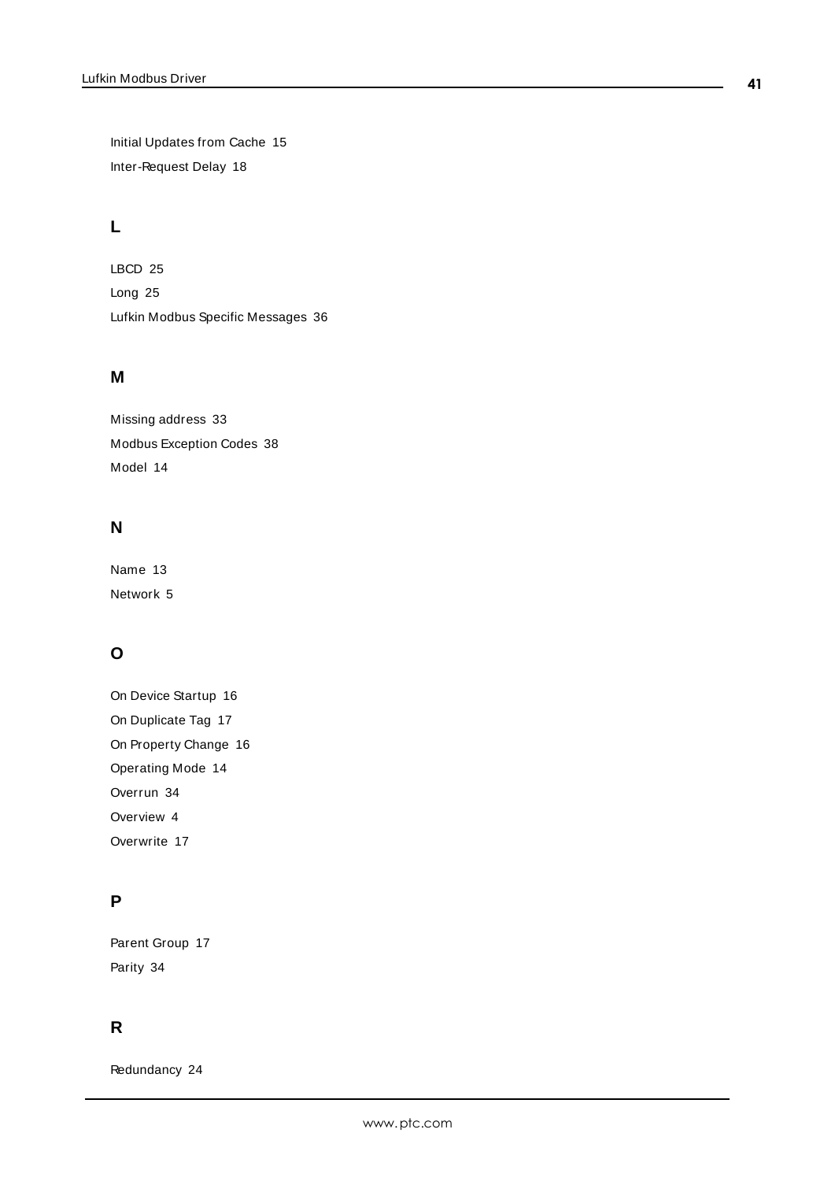Initial Updates from Cache 15

Inter-Request Delay 18

## L

LBCD 25

Long 25

Lufkin Modbus Specific Messages 36

## M

Missing address 33

Modbus Exception Codes 38

Model 14

## N

Name 13

Network 5

## O

On Device Startup 16

On Duplicate Tag 17

On Property Change 16

Operating Mode 14

Overrun 34

Overview 4

Overwrite 17

## P

Parent Group 17

Parity 34

## R

Redundancy 24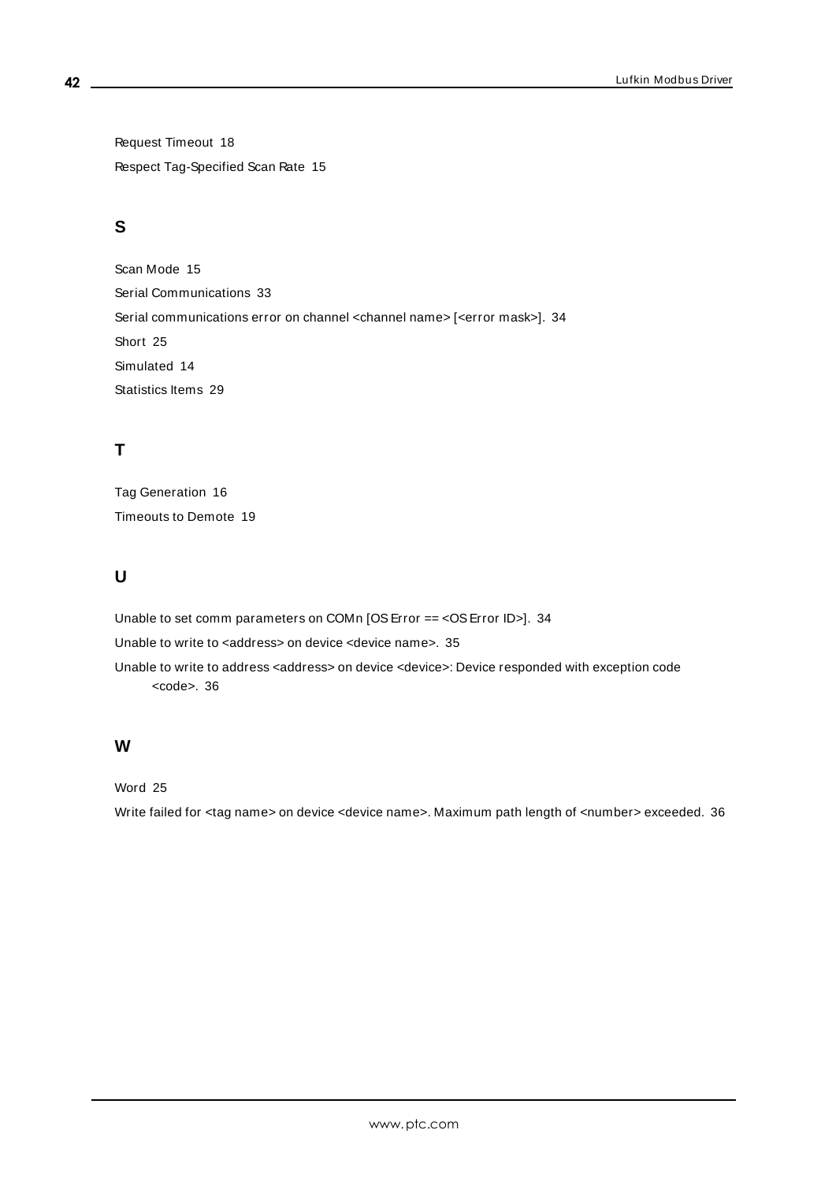Request Timeout 18

Respect Tag-Specified Scan Rate 15

## S

Scan Mode 15

Serial Communications 33

Serial communications error on channel <channel name> [<error mask>]. 34

Short 25

Simulated 14

Statistics Items 29

## T

Tag Generation 16

Timeouts to Demote 19

## U

Unable to set comm parameters on COMn [OS Error == <OS Error ID>]. 34

Unable to write to <address> on device <device name>. 35

Unable to write to address <address> on device <device>: Device responded with exception code <code>. 36

## W

Word 25

Write failed for <tag name> on device <device name>. Maximum path length of <number> exceeded. 36